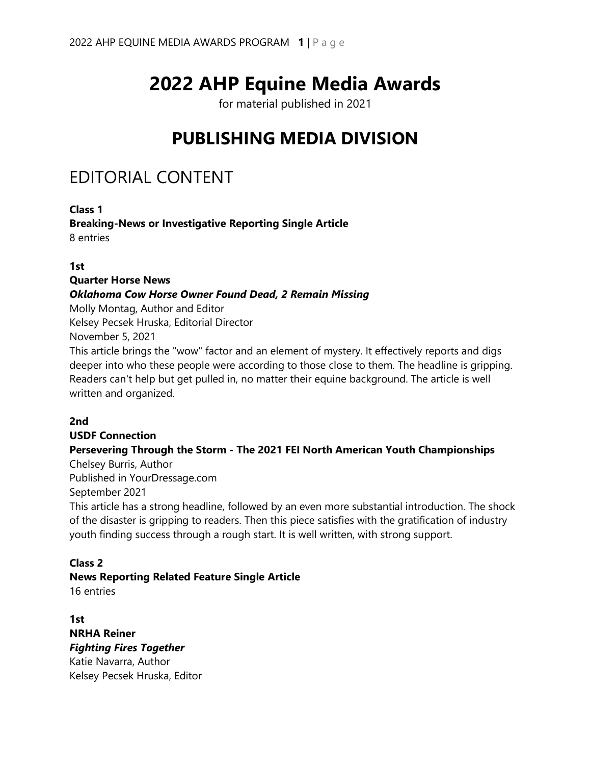# 2022 AHP Equine Media Awards

for material published in 2021

# PUBLISHING MEDIA DIVISION

## EDITORIAL CONTENT

**Class 1**
**Breaking-News or Investigative Reporting Single Article**
8 entries

**1st**
**Quarter Horse News**
***Oklahoma Cow Horse Owner Found Dead, 2 Remain Missing***
Molly Montag, Author and Editor
Kelsey Pecsek Hruska, Editorial Director
November 5, 2021
This article brings the "wow" factor and an element of mystery. It effectively reports and digs deeper into who these people were according to those close to them. The headline is gripping. Readers can't help but get pulled in, no matter their equine background. The article is well written and organized.

**2nd**
**USDF Connection**
**Persevering Through the Storm - The 2021 FEI North American Youth Championships**
Chelsey Burris, Author
Published in YourDressage.com
September 2021
This article has a strong headline, followed by an even more substantial introduction. The shock of the disaster is gripping to readers. Then this piece satisfies with the gratification of industry youth finding success through a rough start. It is well written, with strong support.

**Class 2**
**News Reporting Related Feature Single Article**
16 entries

**1st**
**NRHA Reiner**
***Fighting Fires Together***
Katie Navarra, Author
Kelsey Pecsek Hruska, Editor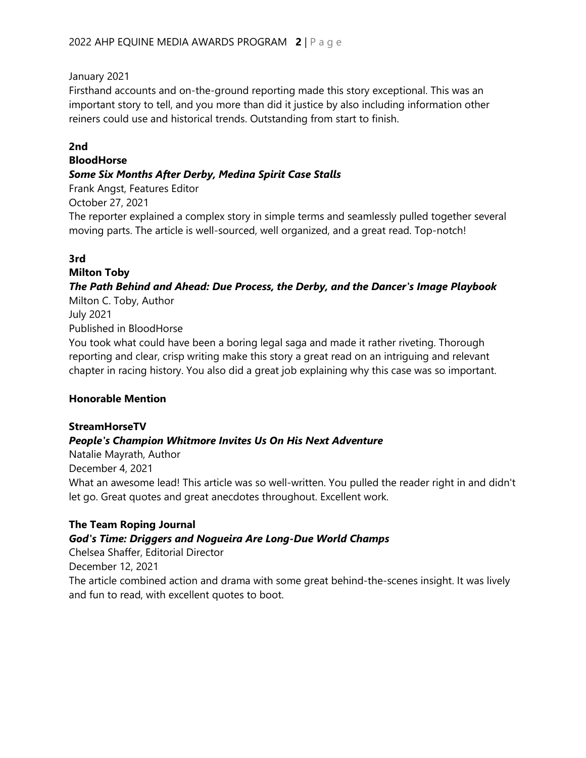January 2021

Firsthand accounts and on-the-ground reporting made this story exceptional. This was an important story to tell, and you more than did it justice by also including information other reiners could use and historical trends. Outstanding from start to finish.

**2nd**

**BloodHorse**

***Some Six Months After Derby, Medina Spirit Case Stalls***

Frank Angst, Features Editor

October 27, 2021

The reporter explained a complex story in simple terms and seamlessly pulled together several moving parts. The article is well-sourced, well organized, and a great read. Top-notch!

**3rd**

**Milton Toby**

***The Path Behind and Ahead: Due Process, the Derby, and the Dancer's Image Playbook***

Milton C. Toby, Author

July 2021

Published in BloodHorse

You took what could have been a boring legal saga and made it rather riveting. Thorough reporting and clear, crisp writing make this story a great read on an intriguing and relevant chapter in racing history. You also did a great job explaining why this case was so important.

**Honorable Mention**

**StreamHorseTV**

***People's Champion Whitmore Invites Us On His Next Adventure***

Natalie Mayrath, Author

December 4, 2021

What an awesome lead! This article was so well-written. You pulled the reader right in and didn't let go. Great quotes and great anecdotes throughout. Excellent work.

**The Team Roping Journal**

***God's Time: Driggers and Nogueira Are Long-Due World Champs***

Chelsea Shaffer, Editorial Director

December 12, 2021

The article combined action and drama with some great behind-the-scenes insight. It was lively and fun to read, with excellent quotes to boot.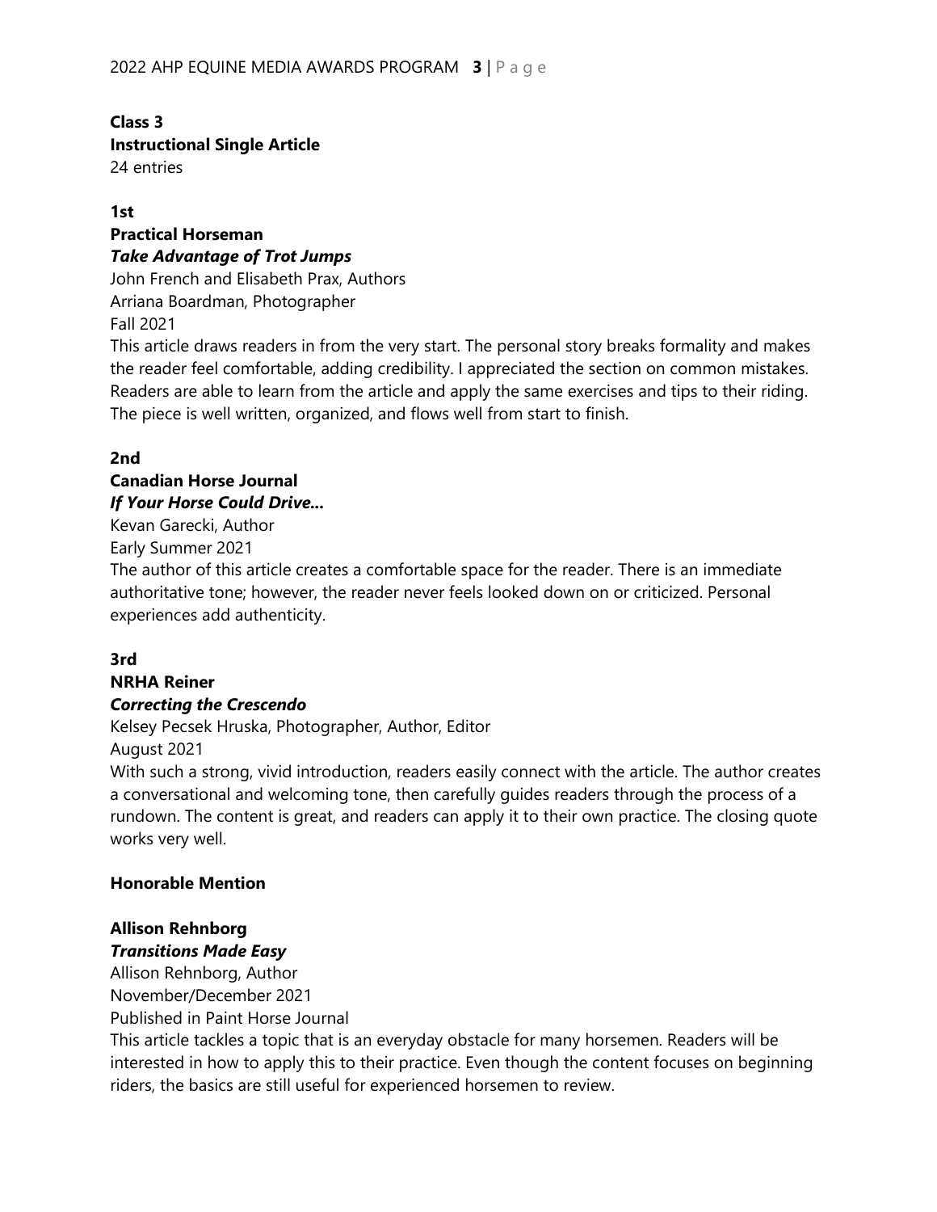**Class 3**
**Instructional Single Article**
24 entries

**1st**
**Practical Horseman**
***Take Advantage of Trot Jumps***
John French and Elisabeth Prax, Authors
Arriana Boardman, Photographer
Fall 2021
This article draws readers in from the very start. The personal story breaks formality and makes the reader feel comfortable, adding credibility. I appreciated the section on common mistakes. Readers are able to learn from the article and apply the same exercises and tips to their riding. The piece is well written, organized, and flows well from start to finish.

**2nd**
**Canadian Horse Journal**
***If Your Horse Could Drive…***
Kevan Garecki, Author
Early Summer 2021
The author of this article creates a comfortable space for the reader. There is an immediate authoritative tone; however, the reader never feels looked down on or criticized. Personal experiences add authenticity.

**3rd**
**NRHA Reiner**
***Correcting the Crescendo***
Kelsey Pecsek Hruska, Photographer, Author, Editor
August 2021
With such a strong, vivid introduction, readers easily connect with the article. The author creates a conversational and welcoming tone, then carefully guides readers through the process of a rundown. The content is great, and readers can apply it to their own practice. The closing quote works very well.

**Honorable Mention**

**Allison Rehnborg**
***Transitions Made Easy***
Allison Rehnborg, Author
November/December 2021
Published in Paint Horse Journal
This article tackles a topic that is an everyday obstacle for many horsemen. Readers will be interested in how to apply this to their practice. Even though the content focuses on beginning riders, the basics are still useful for experienced horsemen to review.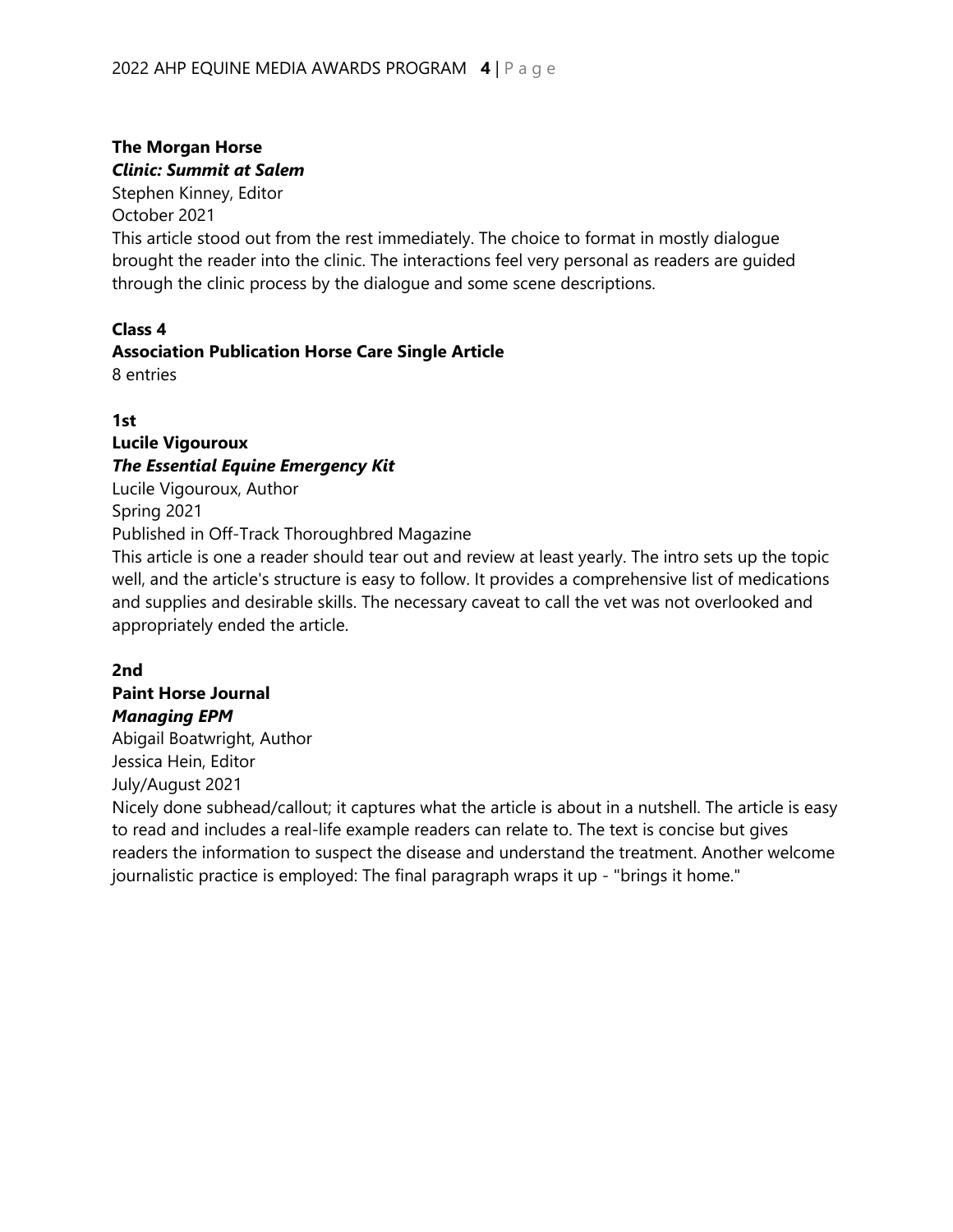**The Morgan Horse**

***Clinic: Summit at Salem***

Stephen Kinney, Editor

October 2021

This article stood out from the rest immediately. The choice to format in mostly dialogue brought the reader into the clinic. The interactions feel very personal as readers are guided through the clinic process by the dialogue and some scene descriptions.

**Class 4**

**Association Publication Horse Care Single Article**

8 entries

**1st**

**Lucile Vigouroux**

***The Essential Equine Emergency Kit***

Lucile Vigouroux, Author

Spring 2021

Published in Off-Track Thoroughbred Magazine

This article is one a reader should tear out and review at least yearly. The intro sets up the topic well, and the article's structure is easy to follow. It provides a comprehensive list of medications and supplies and desirable skills. The necessary caveat to call the vet was not overlooked and appropriately ended the article.

**2nd**

**Paint Horse Journal**

***Managing EPM***

Abigail Boatwright, Author

Jessica Hein, Editor

July/August 2021

Nicely done subhead/callout; it captures what the article is about in a nutshell. The article is easy to read and includes a real-life example readers can relate to. The text is concise but gives readers the information to suspect the disease and understand the treatment. Another welcome journalistic practice is employed: The final paragraph wraps it up - "brings it home."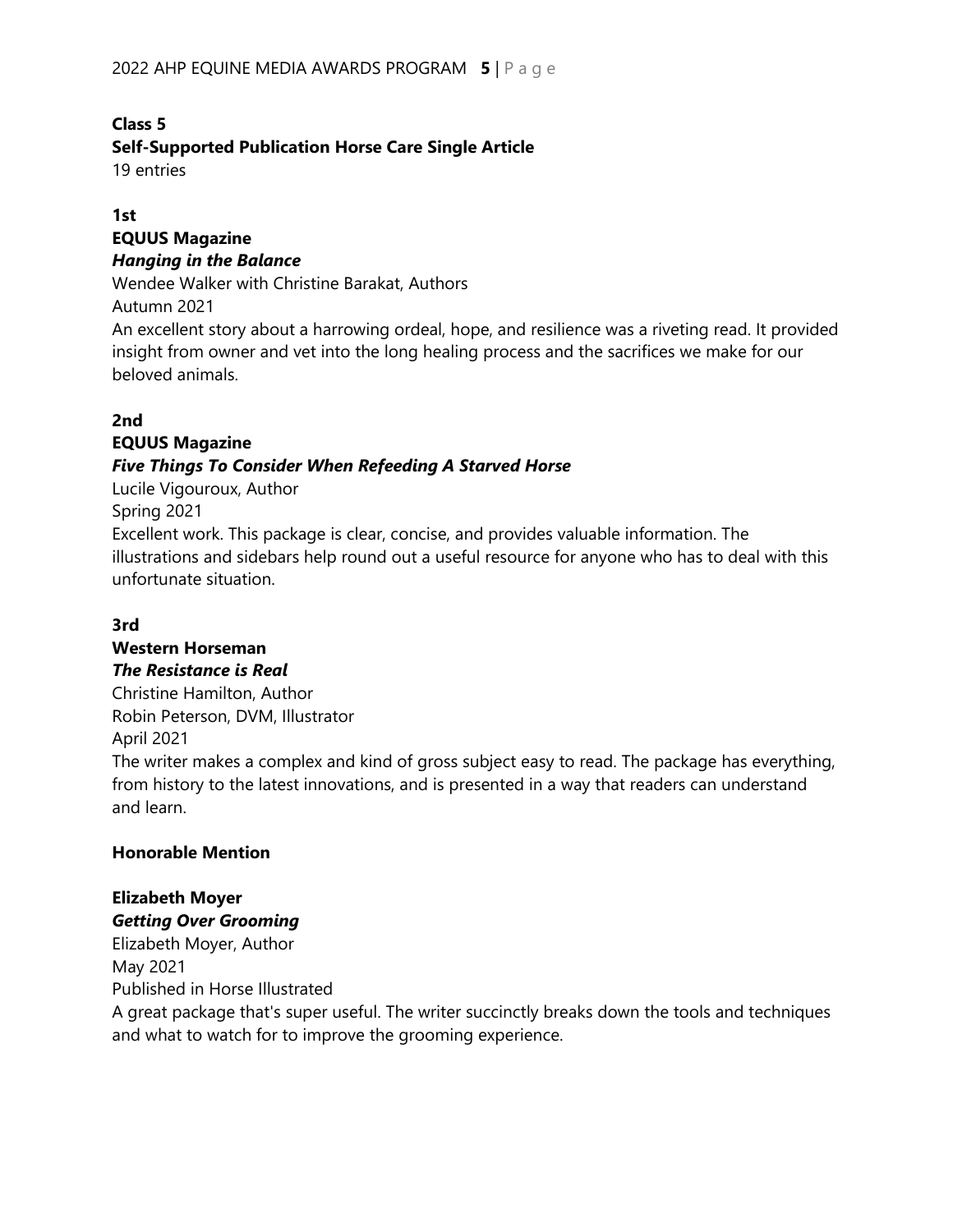## Class 5

## Self-Supported Publication Horse Care Single Article

19 entries

### 1st

**EQUUS Magazine**

***Hanging in the Balance***

Wendee Walker with Christine Barakat, Authors

Autumn 2021

An excellent story about a harrowing ordeal, hope, and resilience was a riveting read. It provided insight from owner and vet into the long healing process and the sacrifices we make for our beloved animals.

### 2nd

**EQUUS Magazine**

***Five Things To Consider When Refeeding A Starved Horse***

Lucile Vigouroux, Author

Spring 2021

Excellent work. This package is clear, concise, and provides valuable information. The illustrations and sidebars help round out a useful resource for anyone who has to deal with this unfortunate situation.

### 3rd

**Western Horseman**

***The Resistance is Real***

Christine Hamilton, Author

Robin Peterson, DVM, Illustrator

April 2021

The writer makes a complex and kind of gross subject easy to read. The package has everything, from history to the latest innovations, and is presented in a way that readers can understand and learn.

### Honorable Mention

**Elizabeth Moyer**

***Getting Over Grooming***

Elizabeth Moyer, Author

May 2021

Published in Horse Illustrated

A great package that's super useful. The writer succinctly breaks down the tools and techniques and what to watch for to improve the grooming experience.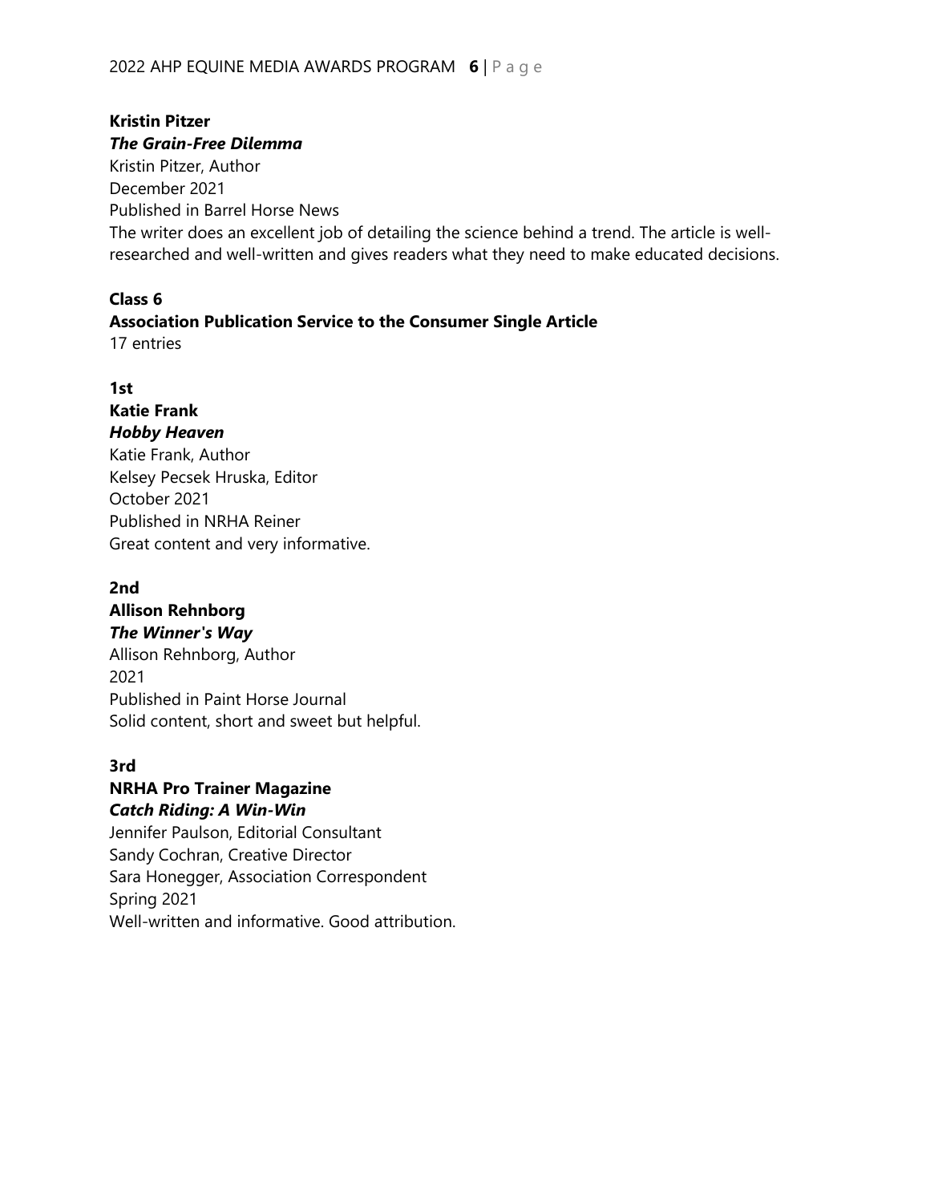**Kristin Pitzer**
***The Grain-Free Dilemma***
Kristin Pitzer, Author
December 2021
Published in Barrel Horse News
The writer does an excellent job of detailing the science behind a trend. The article is well-researched and well-written and gives readers what they need to make educated decisions.

**Class 6**
**Association Publication Service to the Consumer Single Article**
17 entries

**1st**
**Katie Frank**
***Hobby Heaven***
Katie Frank, Author
Kelsey Pecsek Hruska, Editor
October 2021
Published in NRHA Reiner
Great content and very informative.

**2nd**
**Allison Rehnborg**
***The Winner's Way***
Allison Rehnborg, Author
2021
Published in Paint Horse Journal
Solid content, short and sweet but helpful.

**3rd**
**NRHA Pro Trainer Magazine**
***Catch Riding: A Win-Win***
Jennifer Paulson, Editorial Consultant
Sandy Cochran, Creative Director
Sara Honegger, Association Correspondent
Spring 2021
Well-written and informative. Good attribution.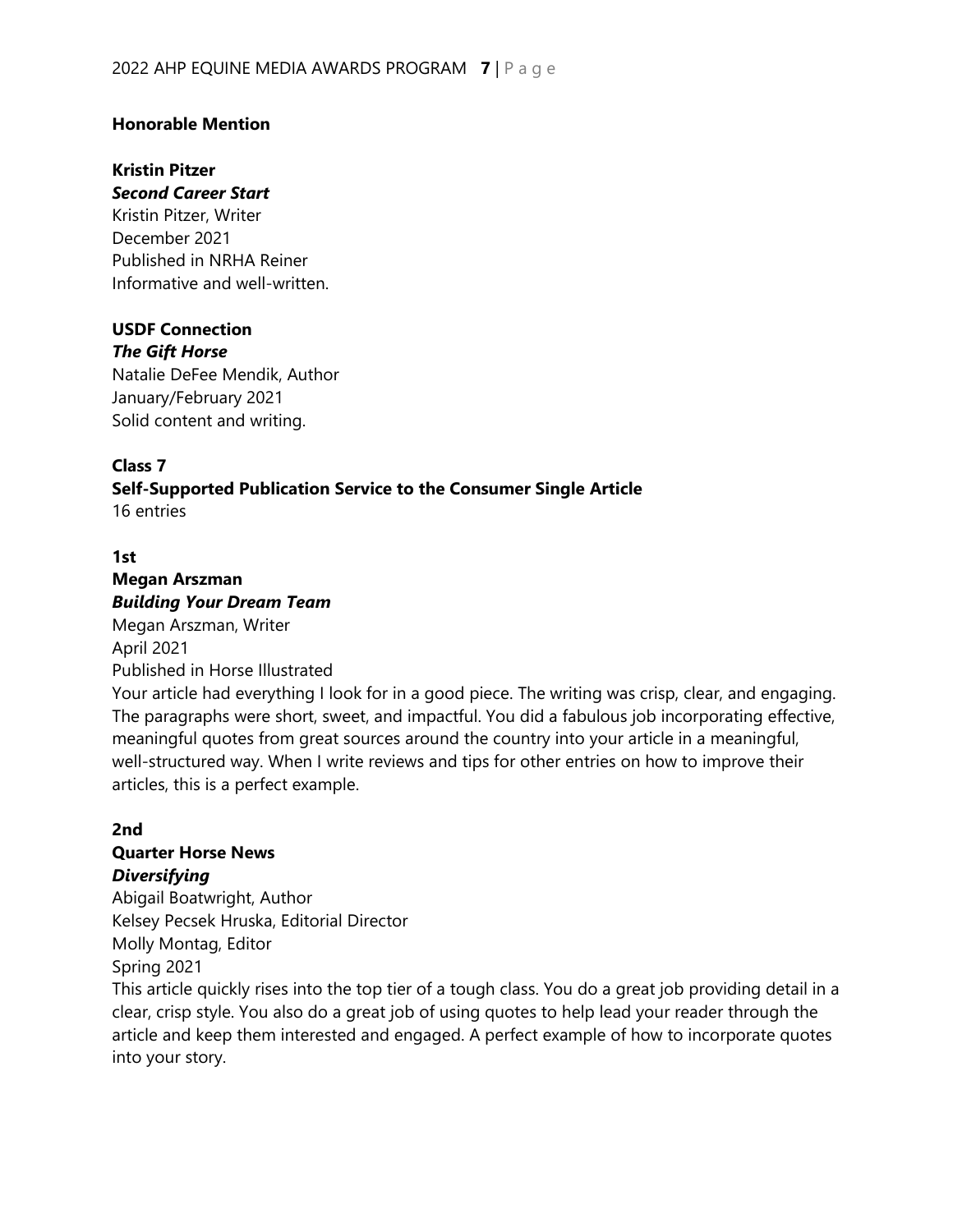**Honorable Mention**

**Kristin Pitzer**
***Second Career Start***
Kristin Pitzer, Writer
December 2021
Published in NRHA Reiner
Informative and well-written.

**USDF Connection**
***The Gift Horse***
Natalie DeFee Mendik, Author
January/February 2021
Solid content and writing.

**Class 7**
**Self-Supported Publication Service to the Consumer Single Article**
16 entries

**1st**
**Megan Arszman**
***Building Your Dream Team***
Megan Arszman, Writer
April 2021
Published in Horse Illustrated
Your article had everything I look for in a good piece. The writing was crisp, clear, and engaging. The paragraphs were short, sweet, and impactful. You did a fabulous job incorporating effective, meaningful quotes from great sources around the country into your article in a meaningful, well-structured way. When I write reviews and tips for other entries on how to improve their articles, this is a perfect example.

**2nd**
**Quarter Horse News**
***Diversifying***
Abigail Boatwright, Author
Kelsey Pecsek Hruska, Editorial Director
Molly Montag, Editor
Spring 2021
This article quickly rises into the top tier of a tough class. You do a great job providing detail in a clear, crisp style. You also do a great job of using quotes to help lead your reader through the article and keep them interested and engaged. A perfect example of how to incorporate quotes into your story.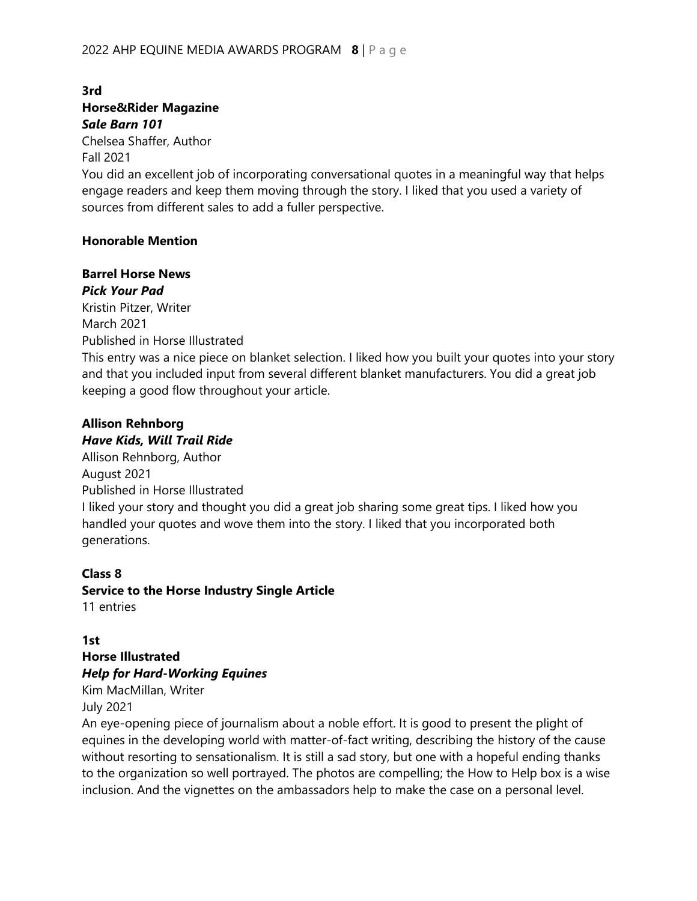**3rd**

**Horse&Rider Magazine**

***Sale Barn 101***

Chelsea Shaffer, Author

Fall 2021

You did an excellent job of incorporating conversational quotes in a meaningful way that helps engage readers and keep them moving through the story. I liked that you used a variety of sources from different sales to add a fuller perspective.

**Honorable Mention**

**Barrel Horse News**

***Pick Your Pad***

Kristin Pitzer, Writer

March 2021

Published in Horse Illustrated

This entry was a nice piece on blanket selection. I liked how you built your quotes into your story and that you included input from several different blanket manufacturers. You did a great job keeping a good flow throughout your article.

**Allison Rehnborg**

***Have Kids, Will Trail Ride***

Allison Rehnborg, Author

August 2021

Published in Horse Illustrated

I liked your story and thought you did a great job sharing some great tips. I liked how you handled your quotes and wove them into the story. I liked that you incorporated both generations.

**Class 8**

**Service to the Horse Industry Single Article**

11 entries

**1st**

**Horse Illustrated**

***Help for Hard-Working Equines***

Kim MacMillan, Writer

July 2021

An eye-opening piece of journalism about a noble effort. It is good to present the plight of equines in the developing world with matter-of-fact writing, describing the history of the cause without resorting to sensationalism. It is still a sad story, but one with a hopeful ending thanks to the organization so well portrayed. The photos are compelling; the How to Help box is a wise inclusion. And the vignettes on the ambassadors help to make the case on a personal level.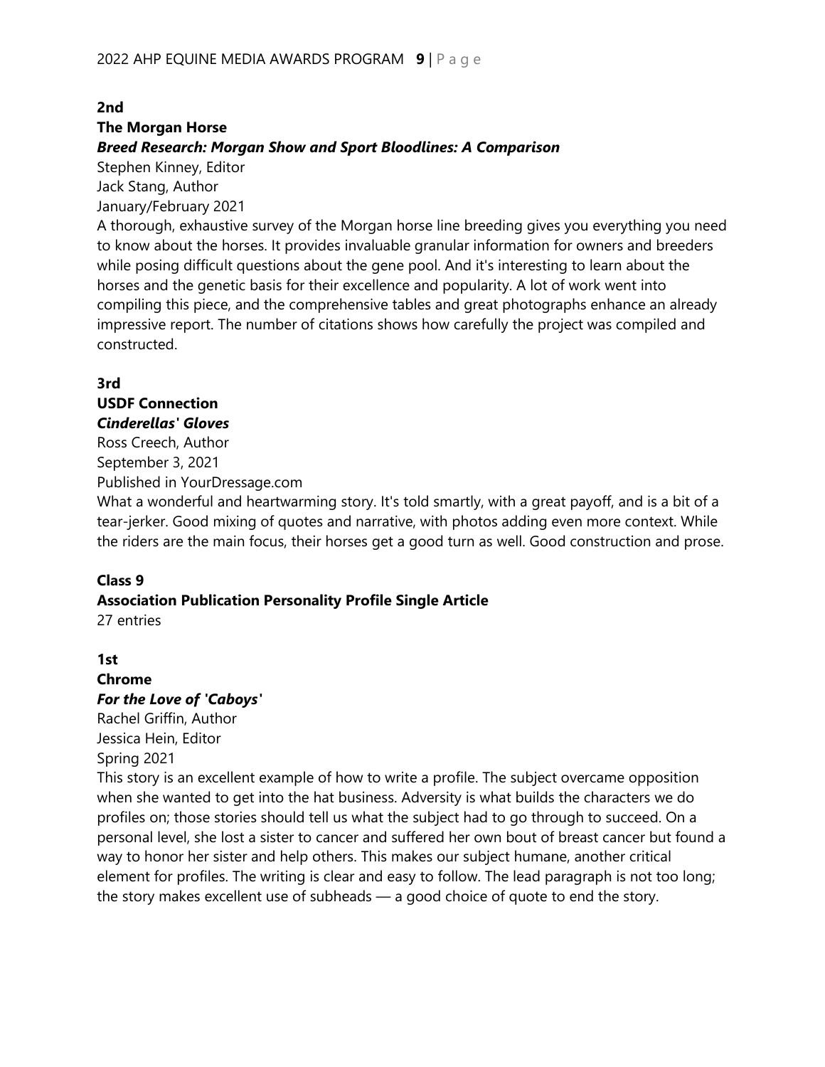**2nd**

**The Morgan Horse**

***Breed Research: Morgan Show and Sport Bloodlines: A Comparison***

Stephen Kinney, Editor
Jack Stang, Author
January/February 2021

A thorough, exhaustive survey of the Morgan horse line breeding gives you everything you need to know about the horses. It provides invaluable granular information for owners and breeders while posing difficult questions about the gene pool. And it's interesting to learn about the horses and the genetic basis for their excellence and popularity. A lot of work went into compiling this piece, and the comprehensive tables and great photographs enhance an already impressive report. The number of citations shows how carefully the project was compiled and constructed.

**3rd**

**USDF Connection**

***Cinderellas' Gloves***

Ross Creech, Author
September 3, 2021
Published in YourDressage.com

What a wonderful and heartwarming story. It's told smartly, with a great payoff, and is a bit of a tear-jerker. Good mixing of quotes and narrative, with photos adding even more context. While the riders are the main focus, their horses get a good turn as well. Good construction and prose.

**Class 9**

**Association Publication Personality Profile Single Article**

27 entries

**1st**

**Chrome**

***For the Love of 'Caboys'***

Rachel Griffin, Author
Jessica Hein, Editor
Spring 2021

This story is an excellent example of how to write a profile. The subject overcame opposition when she wanted to get into the hat business. Adversity is what builds the characters we do profiles on; those stories should tell us what the subject had to go through to succeed. On a personal level, she lost a sister to cancer and suffered her own bout of breast cancer but found a way to honor her sister and help others. This makes our subject humane, another critical element for profiles. The writing is clear and easy to follow. The lead paragraph is not too long; the story makes excellent use of subheads — a good choice of quote to end the story.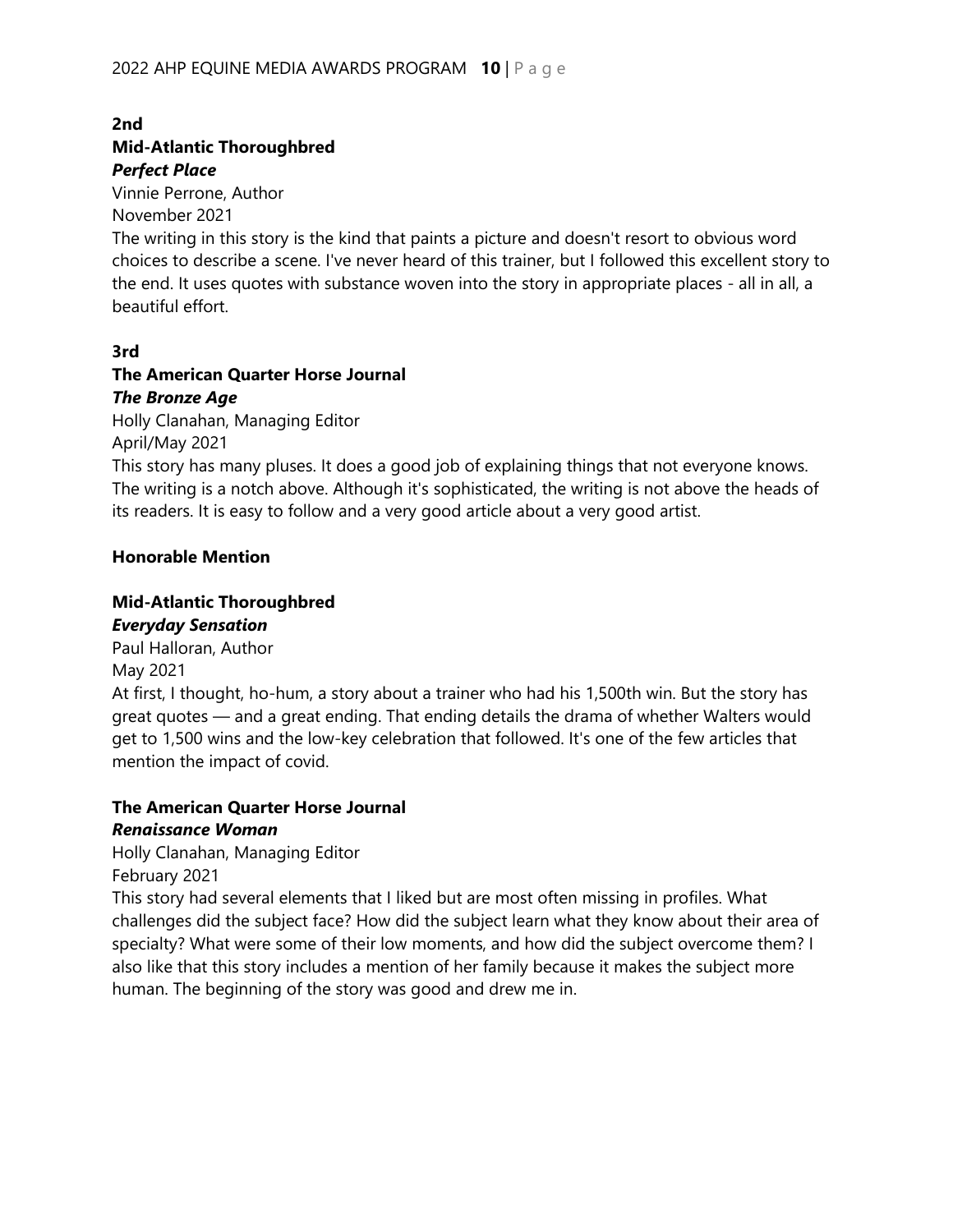**2nd**

**Mid-Atlantic Thoroughbred**

***Perfect Place***

Vinnie Perrone, Author

November 2021

The writing in this story is the kind that paints a picture and doesn't resort to obvious word choices to describe a scene. I've never heard of this trainer, but I followed this excellent story to the end. It uses quotes with substance woven into the story in appropriate places - all in all, a beautiful effort.

**3rd**

**The American Quarter Horse Journal**

***The Bronze Age***

Holly Clanahan, Managing Editor

April/May 2021

This story has many pluses. It does a good job of explaining things that not everyone knows. The writing is a notch above. Although it's sophisticated, the writing is not above the heads of its readers. It is easy to follow and a very good article about a very good artist.

**Honorable Mention**

**Mid-Atlantic Thoroughbred**

***Everyday Sensation***

Paul Halloran, Author

May 2021

At first, I thought, ho-hum, a story about a trainer who had his 1,500th win. But the story has great quotes — and a great ending. That ending details the drama of whether Walters would get to 1,500 wins and the low-key celebration that followed. It's one of the few articles that mention the impact of covid.

**The American Quarter Horse Journal**

***Renaissance Woman***

Holly Clanahan, Managing Editor

February 2021

This story had several elements that I liked but are most often missing in profiles. What challenges did the subject face? How did the subject learn what they know about their area of specialty? What were some of their low moments, and how did the subject overcome them? I also like that this story includes a mention of her family because it makes the subject more human. The beginning of the story was good and drew me in.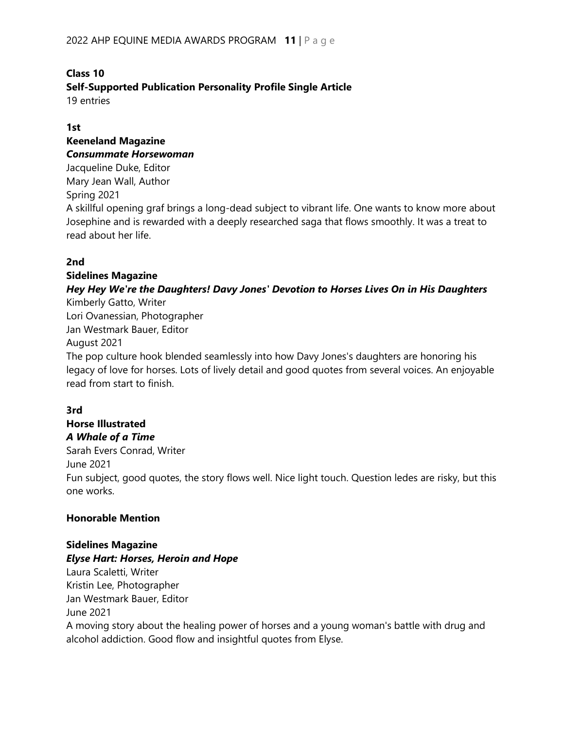## Class 10

## Self-Supported Publication Personality Profile Single Article

19 entries

### 1st

**Keeneland Magazine**

***Consummate Horsewoman***

Jacqueline Duke, Editor
Mary Jean Wall, Author
Spring 2021

A skillful opening graf brings a long-dead subject to vibrant life. One wants to know more about Josephine and is rewarded with a deeply researched saga that flows smoothly. It was a treat to read about her life.

### 2nd

**Sidelines Magazine**

***Hey Hey We're the Daughters! Davy Jones' Devotion to Horses Lives On in His Daughters***

Kimberly Gatto, Writer
Lori Ovanessian, Photographer
Jan Westmark Bauer, Editor
August 2021

The pop culture hook blended seamlessly into how Davy Jones's daughters are honoring his legacy of love for horses. Lots of lively detail and good quotes from several voices. An enjoyable read from start to finish.

### 3rd

**Horse Illustrated**

***A Whale of a Time***

Sarah Evers Conrad, Writer
June 2021

Fun subject, good quotes, the story flows well. Nice light touch. Question ledes are risky, but this one works.

### Honorable Mention

**Sidelines Magazine**

***Elyse Hart: Horses, Heroin and Hope***

Laura Scaletti, Writer
Kristin Lee, Photographer
Jan Westmark Bauer, Editor
June 2021

A moving story about the healing power of horses and a young woman's battle with drug and alcohol addiction. Good flow and insightful quotes from Elyse.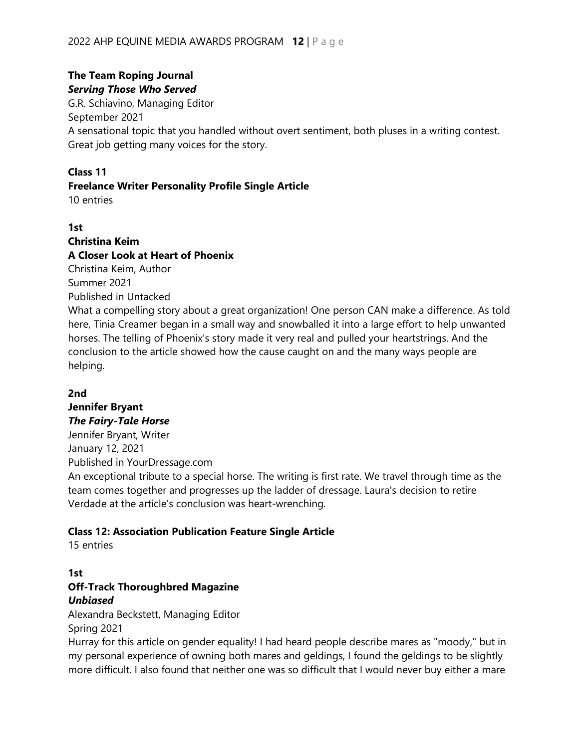**The Team Roping Journal**
***Serving Those Who Served***
G.R. Schiavino, Managing Editor
September 2021
A sensational topic that you handled without overt sentiment, both pluses in a writing contest. Great job getting many voices for the story.

**Class 11**
**Freelance Writer Personality Profile Single Article**
10 entries

**1st**
**Christina Keim**
**A Closer Look at Heart of Phoenix**
Christina Keim, Author
Summer 2021
Published in Untacked
What a compelling story about a great organization! One person CAN make a difference. As told here, Tinia Creamer began in a small way and snowballed it into a large effort to help unwanted horses. The telling of Phoenix's story made it very real and pulled your heartstrings. And the conclusion to the article showed how the cause caught on and the many ways people are helping.

**2nd**
**Jennifer Bryant**
***The Fairy-Tale Horse***
Jennifer Bryant, Writer
January 12, 2021
Published in YourDressage.com
An exceptional tribute to a special horse. The writing is first rate. We travel through time as the team comes together and progresses up the ladder of dressage. Laura's decision to retire Verdade at the article's conclusion was heart-wrenching.

**Class 12: Association Publication Feature Single Article**
15 entries

**1st**
**Off-Track Thoroughbred Magazine**
***Unbiased***
Alexandra Beckstett, Managing Editor
Spring 2021
Hurray for this article on gender equality! I had heard people describe mares as "moody," but in my personal experience of owning both mares and geldings, I found the geldings to be slightly more difficult. I also found that neither one was so difficult that I would never buy either a mare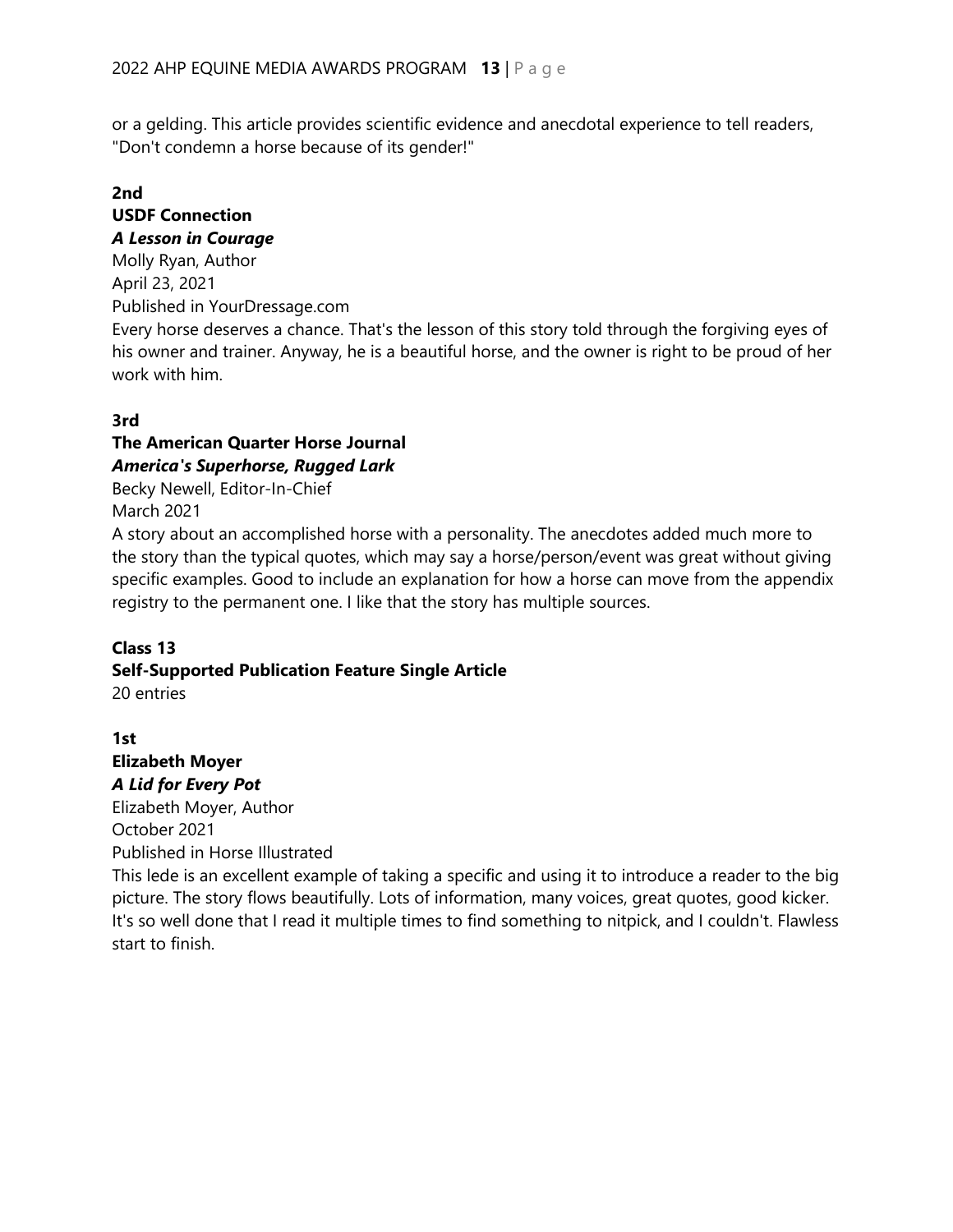or a gelding. This article provides scientific evidence and anecdotal experience to tell readers, "Don't condemn a horse because of its gender!"

**2nd**
**USDF Connection**
***A Lesson in Courage***
Molly Ryan, Author
April 23, 2021
Published in YourDressage.com
Every horse deserves a chance. That's the lesson of this story told through the forgiving eyes of his owner and trainer. Anyway, he is a beautiful horse, and the owner is right to be proud of her work with him.

**3rd**
**The American Quarter Horse Journal**
***America's Superhorse, Rugged Lark***
Becky Newell, Editor-In-Chief
March 2021
A story about an accomplished horse with a personality. The anecdotes added much more to the story than the typical quotes, which may say a horse/person/event was great without giving specific examples. Good to include an explanation for how a horse can move from the appendix registry to the permanent one. I like that the story has multiple sources.

## Class 13
## Self-Supported Publication Feature Single Article
20 entries

**1st**
**Elizabeth Moyer**
***A Lid for Every Pot***
Elizabeth Moyer, Author
October 2021
Published in Horse Illustrated
This lede is an excellent example of taking a specific and using it to introduce a reader to the big picture. The story flows beautifully. Lots of information, many voices, great quotes, good kicker. It's so well done that I read it multiple times to find something to nitpick, and I couldn't. Flawless start to finish.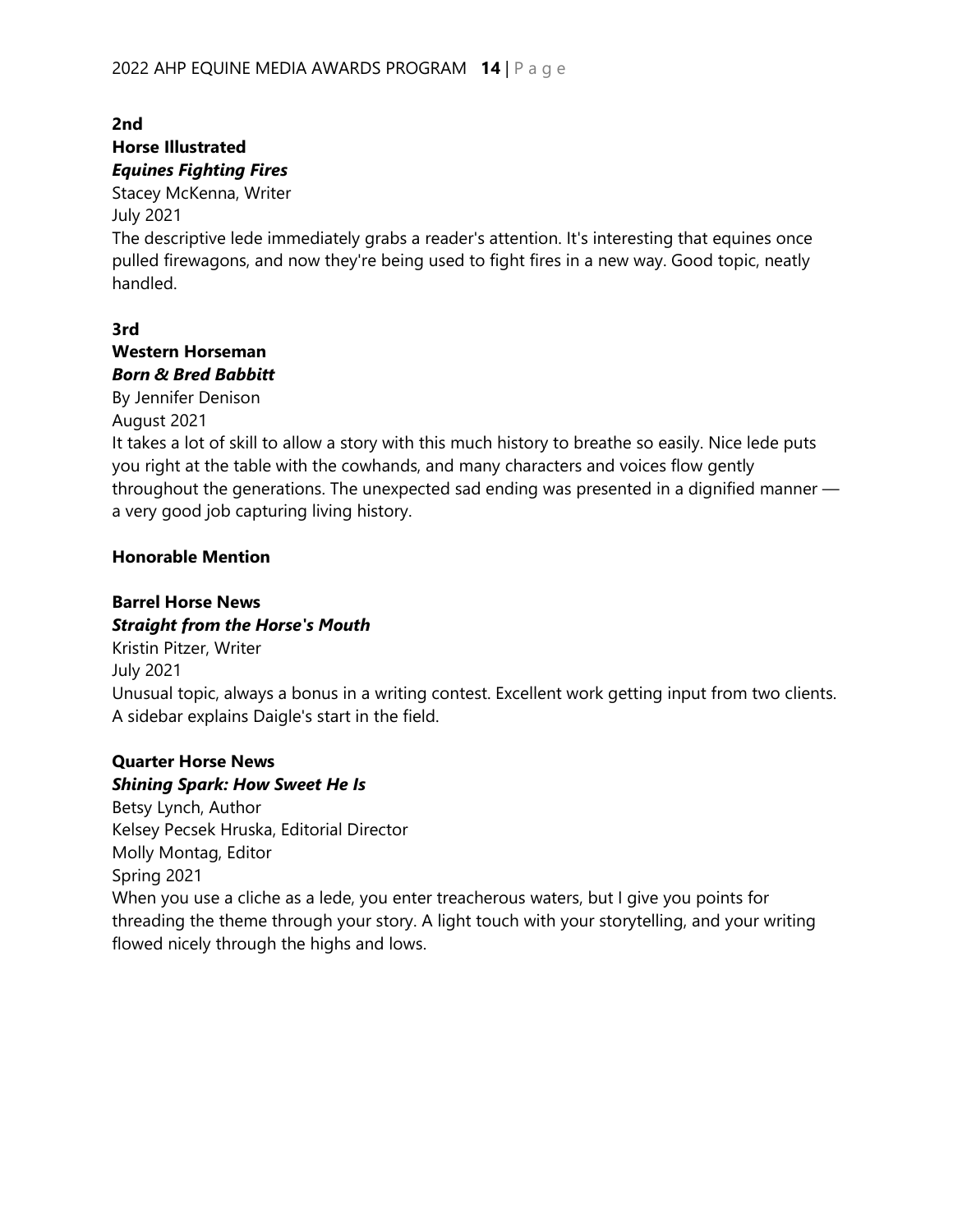**2nd**

**Horse Illustrated**

***Equines Fighting Fires***

Stacey McKenna, Writer

July 2021

The descriptive lede immediately grabs a reader's attention. It's interesting that equines once pulled firewagons, and now they're being used to fight fires in a new way. Good topic, neatly handled.

**3rd**

**Western Horseman**

***Born & Bred Babbitt***

By Jennifer Denison

August 2021

It takes a lot of skill to allow a story with this much history to breathe so easily. Nice lede puts you right at the table with the cowhands, and many characters and voices flow gently throughout the generations. The unexpected sad ending was presented in a dignified manner — a very good job capturing living history.

**Honorable Mention**

**Barrel Horse News**

***Straight from the Horse's Mouth***

Kristin Pitzer, Writer

July 2021

Unusual topic, always a bonus in a writing contest. Excellent work getting input from two clients. A sidebar explains Daigle's start in the field.

**Quarter Horse News**

***Shining Spark: How Sweet He Is***

Betsy Lynch, Author

Kelsey Pecsek Hruska, Editorial Director

Molly Montag, Editor

Spring 2021

When you use a cliche as a lede, you enter treacherous waters, but I give you points for threading the theme through your story. A light touch with your storytelling, and your writing flowed nicely through the highs and lows.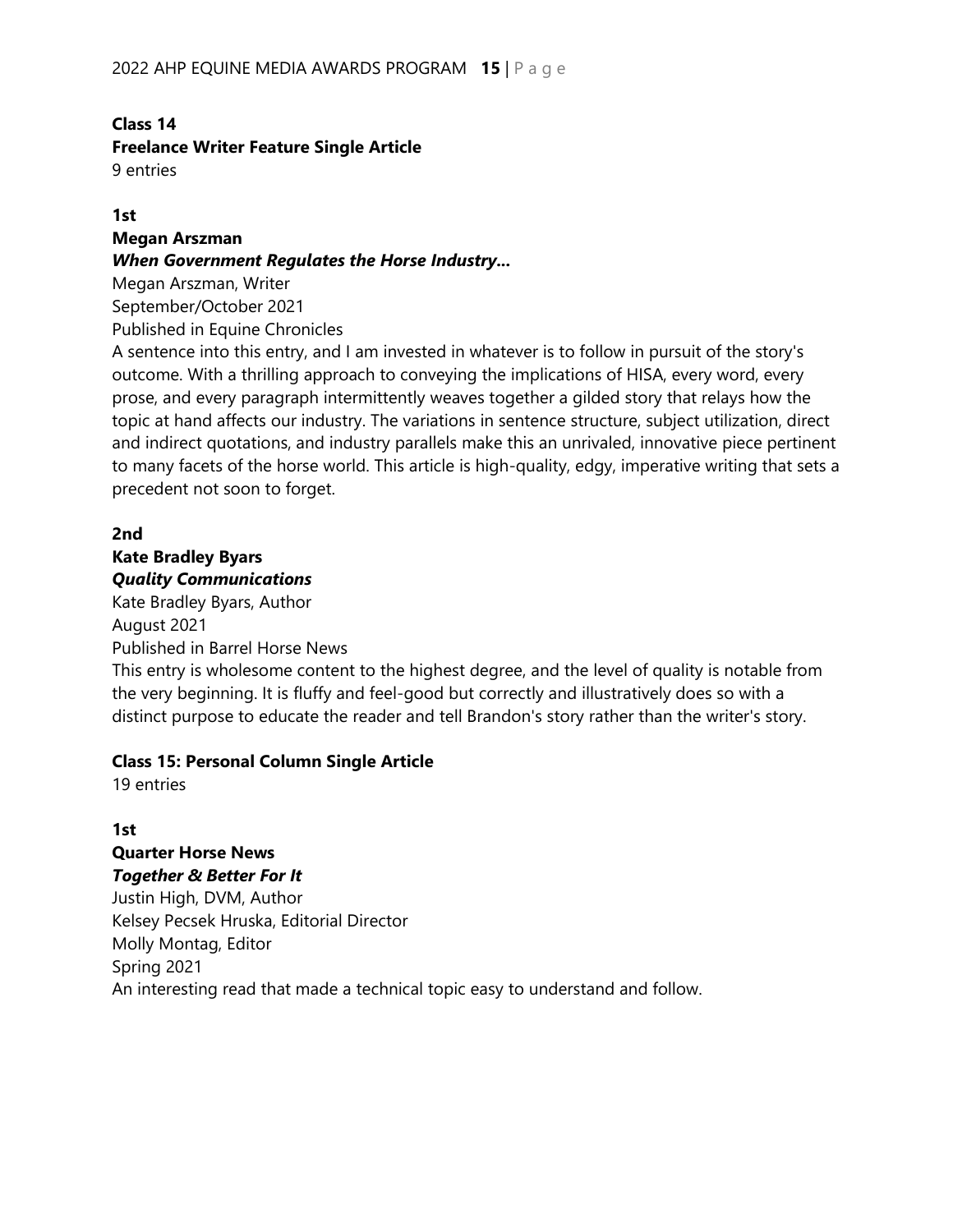## Class 14

## Freelance Writer Feature Single Article

9 entries

### 1st

**Megan Arszman**

***When Government Regulates the Horse Industry…***

Megan Arszman, Writer
September/October 2021
Published in Equine Chronicles

A sentence into this entry, and I am invested in whatever is to follow in pursuit of the story's outcome. With a thrilling approach to conveying the implications of HISA, every word, every prose, and every paragraph intermittently weaves together a gilded story that relays how the topic at hand affects our industry. The variations in sentence structure, subject utilization, direct and indirect quotations, and industry parallels make this an unrivaled, innovative piece pertinent to many facets of the horse world. This article is high-quality, edgy, imperative writing that sets a precedent not soon to forget.

### 2nd

**Kate Bradley Byars**

***Quality Communications***

Kate Bradley Byars, Author
August 2021
Published in Barrel Horse News

This entry is wholesome content to the highest degree, and the level of quality is notable from the very beginning. It is fluffy and feel-good but correctly and illustratively does so with a distinct purpose to educate the reader and tell Brandon's story rather than the writer's story.

## Class 15: Personal Column Single Article

19 entries

### 1st

**Quarter Horse News**

***Together & Better For It***

Justin High, DVM, Author
Kelsey Pecsek Hruska, Editorial Director
Molly Montag, Editor
Spring 2021

An interesting read that made a technical topic easy to understand and follow.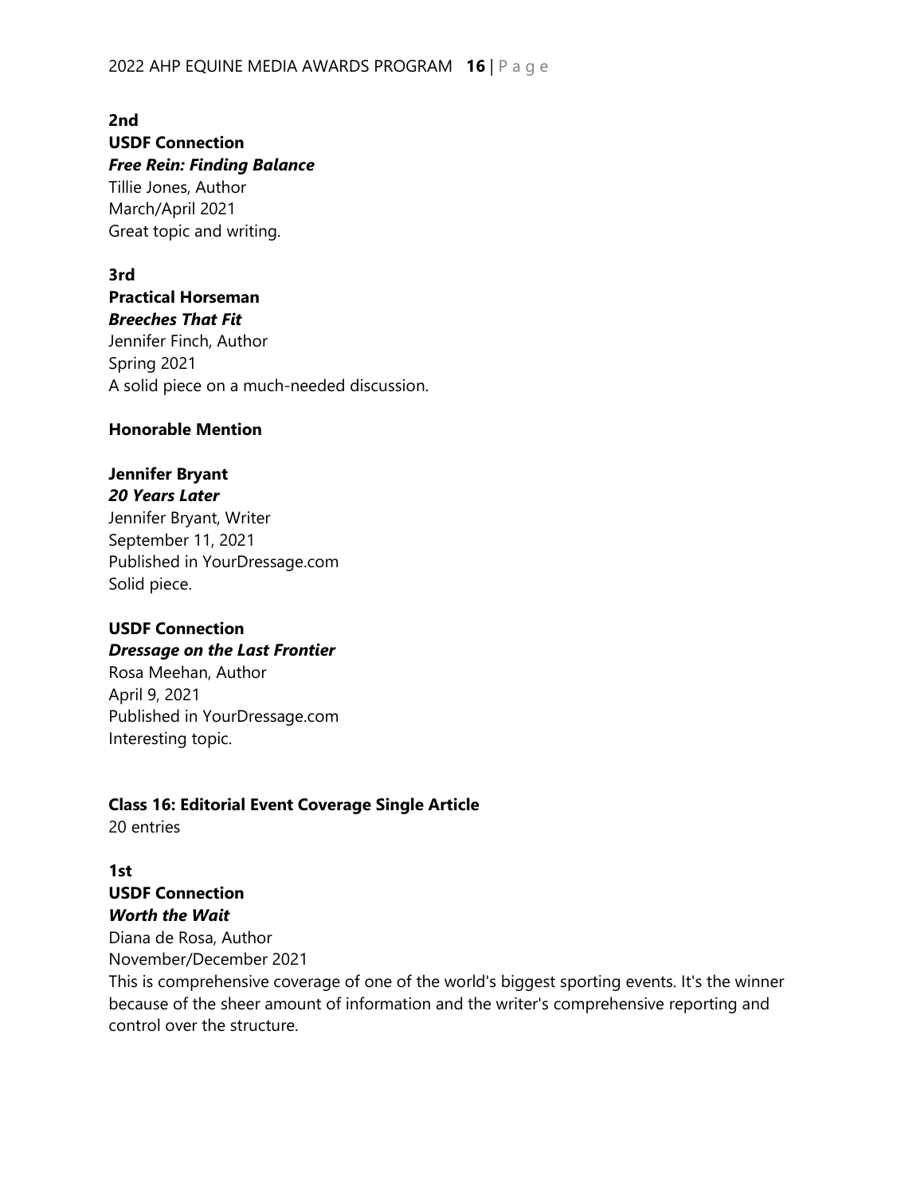**2nd**
**USDF Connection**
***Free Rein: Finding Balance***
Tillie Jones, Author
March/April 2021
Great topic and writing.

**3rd**
**Practical Horseman**
***Breeches That Fit***
Jennifer Finch, Author
Spring 2021
A solid piece on a much-needed discussion.

**Honorable Mention**

**Jennifer Bryant**
***20 Years Later***
Jennifer Bryant, Writer
September 11, 2021
Published in YourDressage.com
Solid piece.

**USDF Connection**
***Dressage on the Last Frontier***
Rosa Meehan, Author
April 9, 2021
Published in YourDressage.com
Interesting topic.

**Class 16: Editorial Event Coverage Single Article**
20 entries

**1st**
**USDF Connection**
***Worth the Wait***
Diana de Rosa, Author
November/December 2021
This is comprehensive coverage of one of the world's biggest sporting events. It's the winner because of the sheer amount of information and the writer's comprehensive reporting and control over the structure.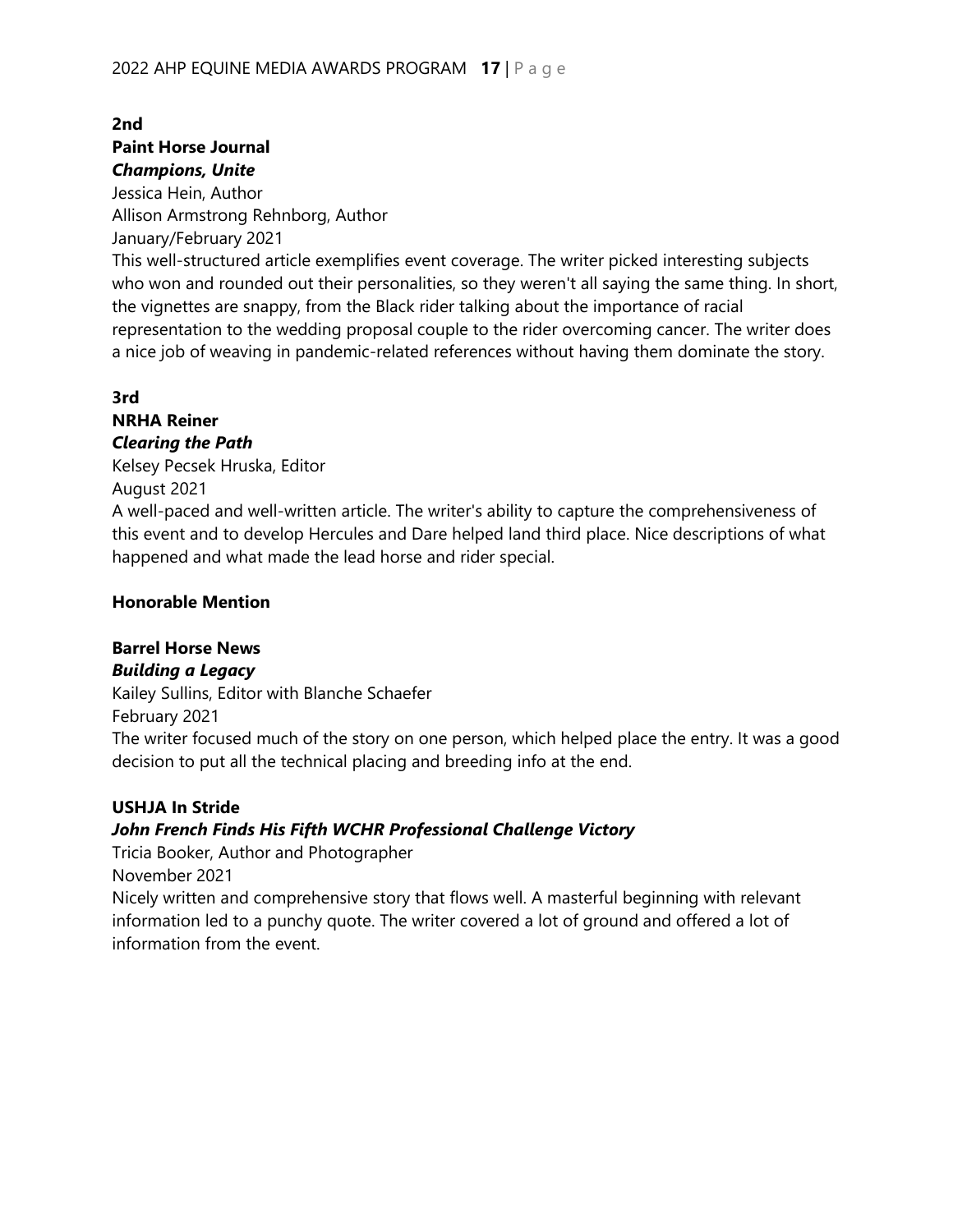**2nd**

**Paint Horse Journal**

***Champions, Unite***

Jessica Hein, Author

Allison Armstrong Rehnborg, Author

January/February 2021

This well-structured article exemplifies event coverage. The writer picked interesting subjects who won and rounded out their personalities, so they weren't all saying the same thing. In short, the vignettes are snappy, from the Black rider talking about the importance of racial representation to the wedding proposal couple to the rider overcoming cancer. The writer does a nice job of weaving in pandemic-related references without having them dominate the story.

**3rd**

**NRHA Reiner**

***Clearing the Path***

Kelsey Pecsek Hruska, Editor

August 2021

A well-paced and well-written article. The writer's ability to capture the comprehensiveness of this event and to develop Hercules and Dare helped land third place. Nice descriptions of what happened and what made the lead horse and rider special.

**Honorable Mention**

**Barrel Horse News**

***Building a Legacy***

Kailey Sullins, Editor with Blanche Schaefer

February 2021

The writer focused much of the story on one person, which helped place the entry. It was a good decision to put all the technical placing and breeding info at the end.

**USHJA In Stride**

***John French Finds His Fifth WCHR Professional Challenge Victory***

Tricia Booker, Author and Photographer

November 2021

Nicely written and comprehensive story that flows well. A masterful beginning with relevant information led to a punchy quote. The writer covered a lot of ground and offered a lot of information from the event.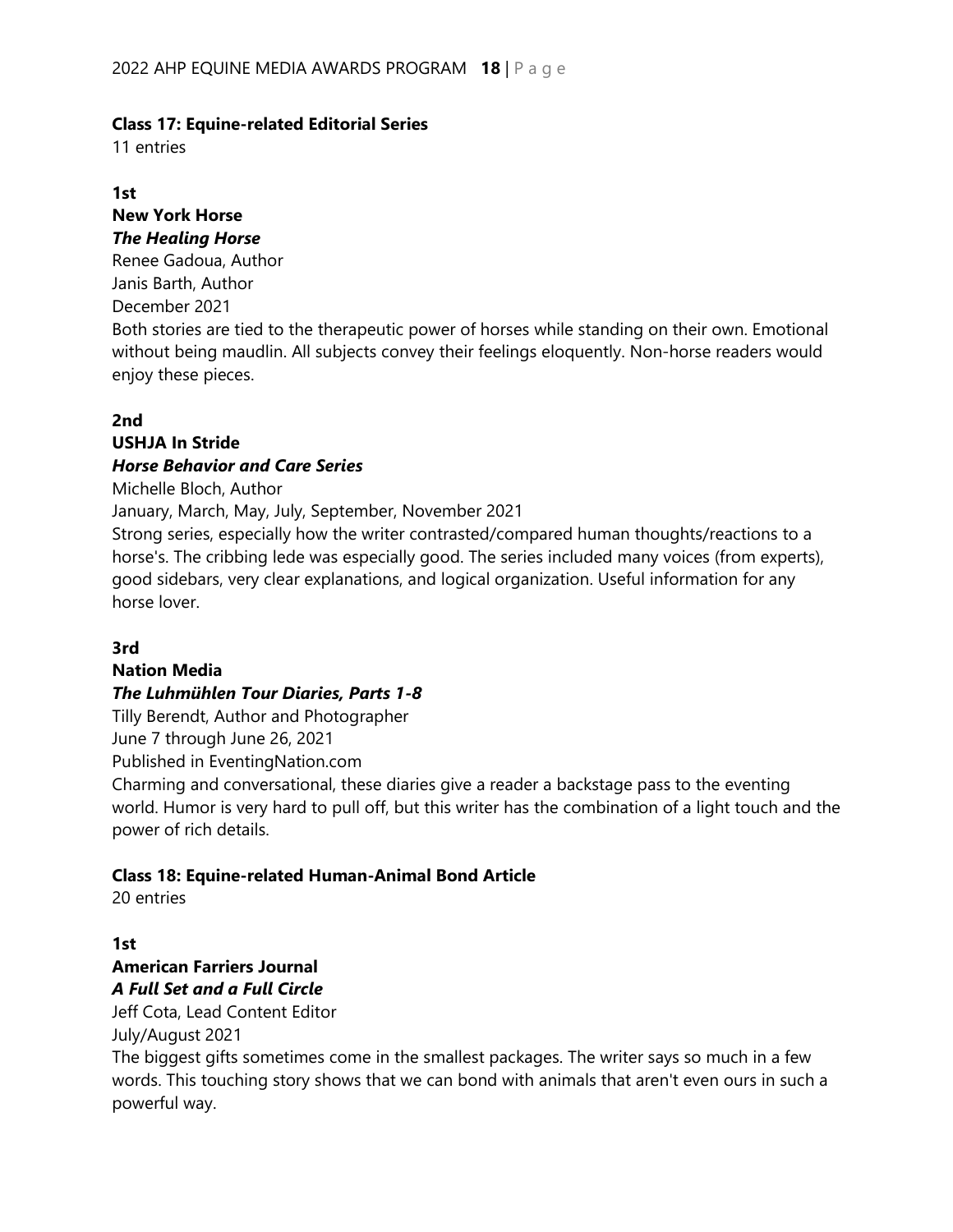**Class 17: Equine-related Editorial Series**
11 entries

**1st**
**New York Horse**
***The Healing Horse***
Renee Gadoua, Author
Janis Barth, Author
December 2021
Both stories are tied to the therapeutic power of horses while standing on their own. Emotional without being maudlin. All subjects convey their feelings eloquently. Non-horse readers would enjoy these pieces.

**2nd**
**USHJA In Stride**
***Horse Behavior and Care Series***
Michelle Bloch, Author
January, March, May, July, September, November 2021
Strong series, especially how the writer contrasted/compared human thoughts/reactions to a horse's. The cribbing lede was especially good. The series included many voices (from experts), good sidebars, very clear explanations, and logical organization. Useful information for any horse lover.

**3rd**
**Nation Media**
***The Luhmühlen Tour Diaries, Parts 1-8***
Tilly Berendt, Author and Photographer
June 7 through June 26, 2021
Published in EventingNation.com
Charming and conversational, these diaries give a reader a backstage pass to the eventing world. Humor is very hard to pull off, but this writer has the combination of a light touch and the power of rich details.

**Class 18: Equine-related Human-Animal Bond Article**
20 entries

**1st**
**American Farriers Journal**
***A Full Set and a Full Circle***
Jeff Cota, Lead Content Editor
July/August 2021
The biggest gifts sometimes come in the smallest packages. The writer says so much in a few words. This touching story shows that we can bond with animals that aren't even ours in such a powerful way.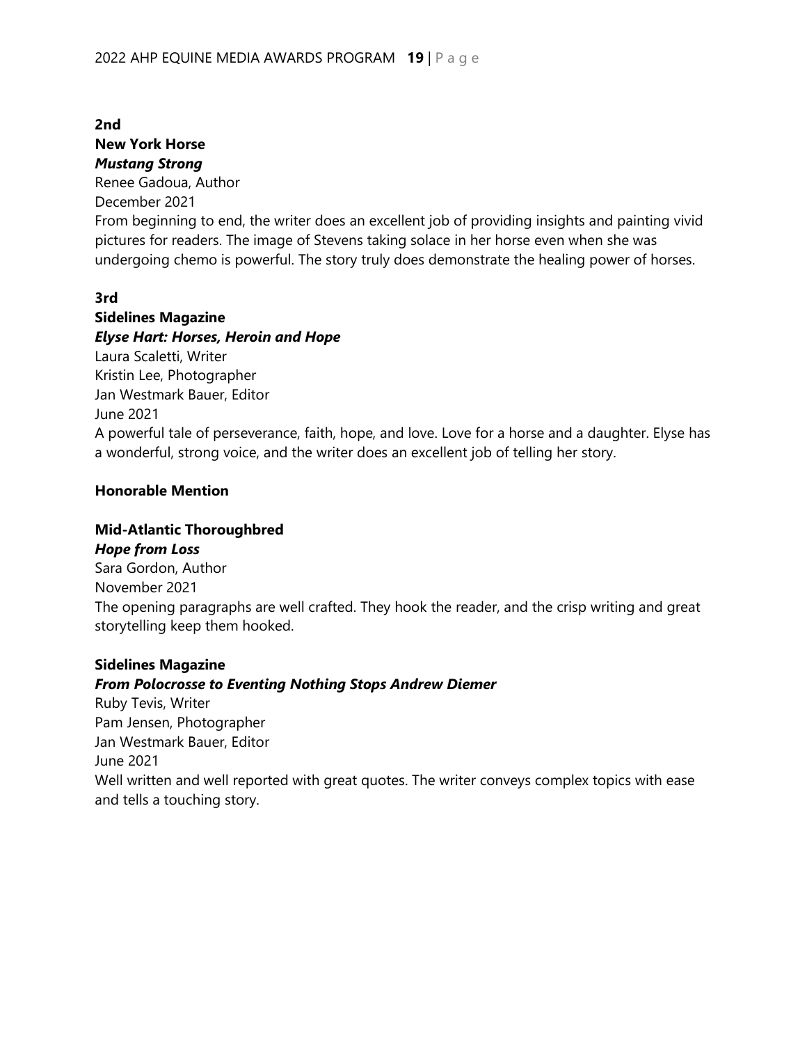**2nd**

**New York Horse**

***Mustang Strong***

Renee Gadoua, Author

December 2021

From beginning to end, the writer does an excellent job of providing insights and painting vivid pictures for readers. The image of Stevens taking solace in her horse even when she was undergoing chemo is powerful. The story truly does demonstrate the healing power of horses.

**3rd**

**Sidelines Magazine**

***Elyse Hart: Horses, Heroin and Hope***

Laura Scaletti, Writer

Kristin Lee, Photographer

Jan Westmark Bauer, Editor

June 2021

A powerful tale of perseverance, faith, hope, and love. Love for a horse and a daughter. Elyse has a wonderful, strong voice, and the writer does an excellent job of telling her story.

**Honorable Mention**

**Mid-Atlantic Thoroughbred**

***Hope from Loss***

Sara Gordon, Author

November 2021

The opening paragraphs are well crafted. They hook the reader, and the crisp writing and great storytelling keep them hooked.

**Sidelines Magazine**

***From Polocrosse to Eventing Nothing Stops Andrew Diemer***

Ruby Tevis, Writer

Pam Jensen, Photographer

Jan Westmark Bauer, Editor

June 2021

Well written and well reported with great quotes. The writer conveys complex topics with ease and tells a touching story.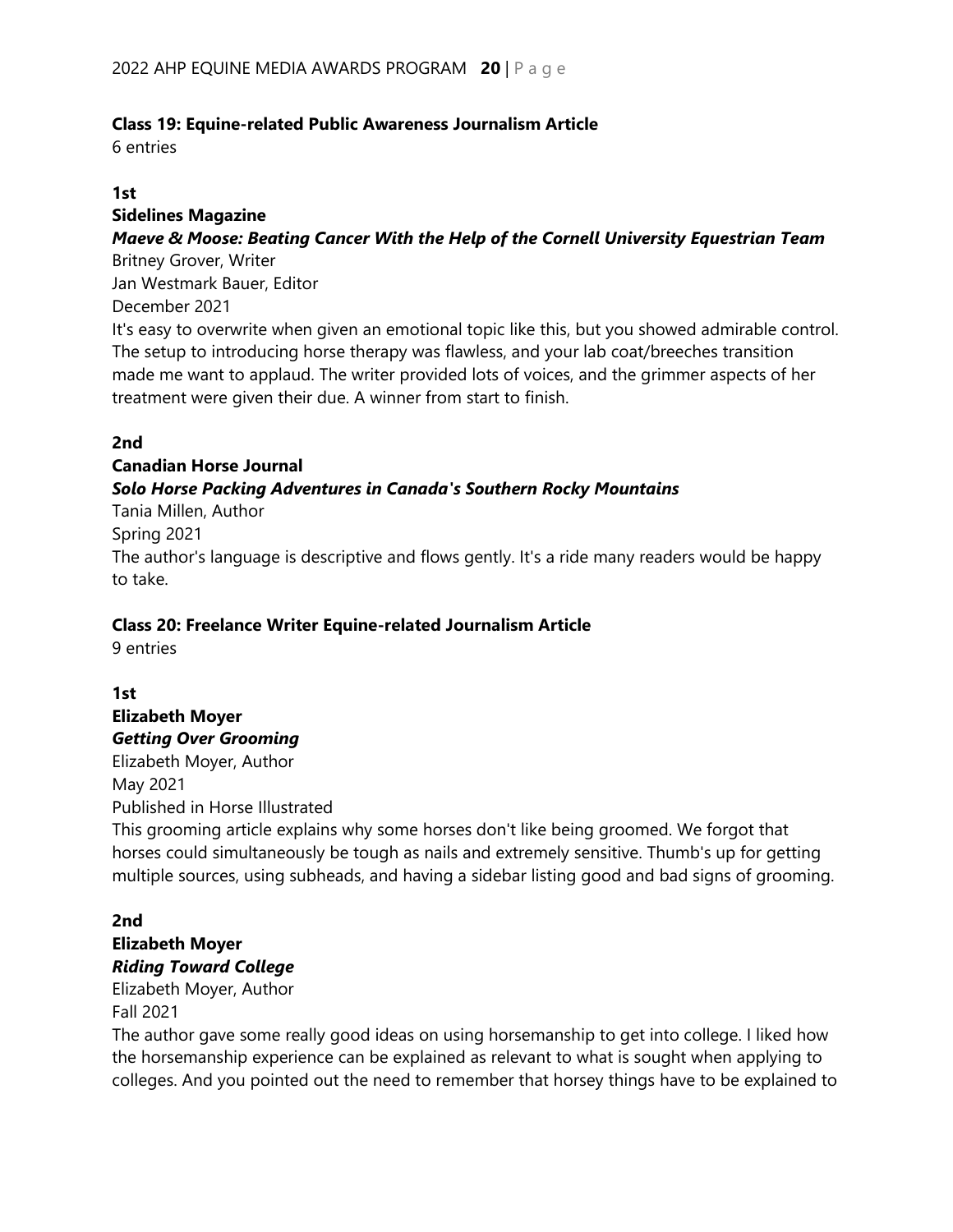### Class 19: Equine-related Public Awareness Journalism Article

6 entries

**1st**

**Sidelines Magazine**

***Maeve & Moose: Beating Cancer With the Help of the Cornell University Equestrian Team***

Britney Grover, Writer
Jan Westmark Bauer, Editor
December 2021

It's easy to overwrite when given an emotional topic like this, but you showed admirable control. The setup to introducing horse therapy was flawless, and your lab coat/breeches transition made me want to applaud. The writer provided lots of voices, and the grimmer aspects of her treatment were given their due. A winner from start to finish.

**2nd**

**Canadian Horse Journal**

***Solo Horse Packing Adventures in Canada's Southern Rocky Mountains***

Tania Millen, Author
Spring 2021

The author's language is descriptive and flows gently. It's a ride many readers would be happy to take.

### Class 20: Freelance Writer Equine-related Journalism Article

9 entries

**1st**

**Elizabeth Moyer**

***Getting Over Grooming***

Elizabeth Moyer, Author
May 2021
Published in Horse Illustrated

This grooming article explains why some horses don't like being groomed. We forgot that horses could simultaneously be tough as nails and extremely sensitive. Thumb's up for getting multiple sources, using subheads, and having a sidebar listing good and bad signs of grooming.

**2nd**

**Elizabeth Moyer**

***Riding Toward College***

Elizabeth Moyer, Author
Fall 2021

The author gave some really good ideas on using horsemanship to get into college. I liked how the horsemanship experience can be explained as relevant to what is sought when applying to colleges. And you pointed out the need to remember that horsey things have to be explained to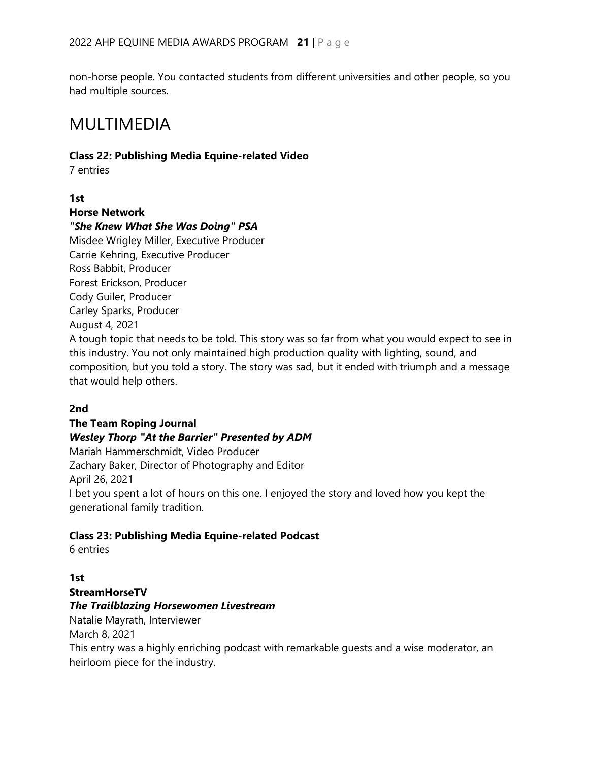non-horse people. You contacted students from different universities and other people, so you had multiple sources.

# MULTIMEDIA

**Class 22: Publishing Media Equine-related Video**
7 entries

**1st**
**Horse Network**
***"She Knew What She Was Doing" PSA***
Misdee Wrigley Miller, Executive Producer
Carrie Kehring, Executive Producer
Ross Babbit, Producer
Forest Erickson, Producer
Cody Guiler, Producer
Carley Sparks, Producer
August 4, 2021
A tough topic that needs to be told. This story was so far from what you would expect to see in this industry. You not only maintained high production quality with lighting, sound, and composition, but you told a story. The story was sad, but it ended with triumph and a message that would help others.

**2nd**
**The Team Roping Journal**
***Wesley Thorp "At the Barrier" Presented by ADM***
Mariah Hammerschmidt, Video Producer
Zachary Baker, Director of Photography and Editor
April 26, 2021
I bet you spent a lot of hours on this one. I enjoyed the story and loved how you kept the generational family tradition.

**Class 23: Publishing Media Equine-related Podcast**
6 entries

**1st**
**StreamHorseTV**
***The Trailblazing Horsewomen Livestream***
Natalie Mayrath, Interviewer
March 8, 2021
This entry was a highly enriching podcast with remarkable guests and a wise moderator, an heirloom piece for the industry.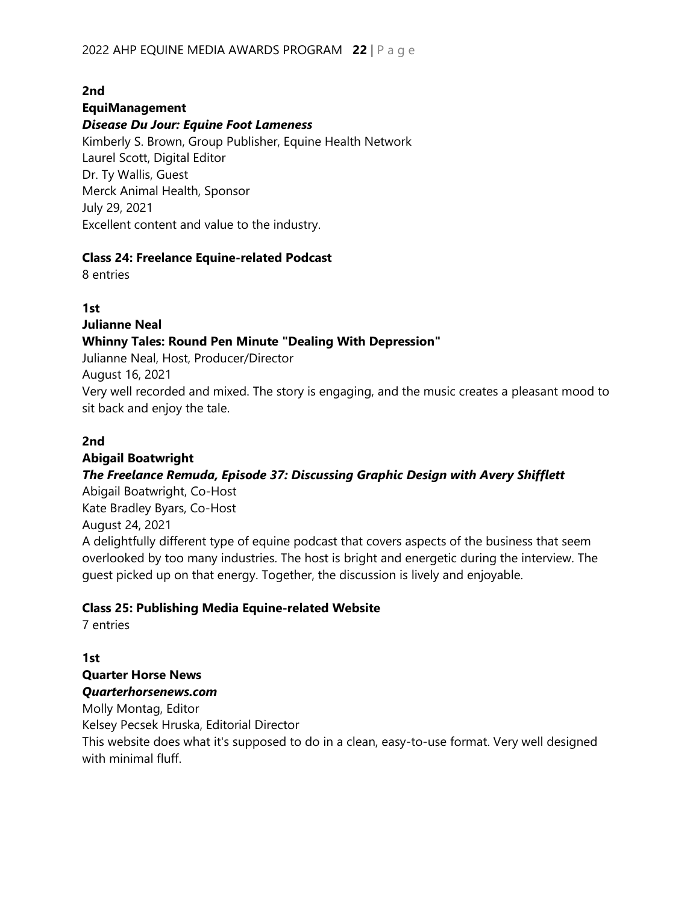**2nd**

**EquiManagement**

***Disease Du Jour: Equine Foot Lameness***

Kimberly S. Brown, Group Publisher, Equine Health Network
Laurel Scott, Digital Editor
Dr. Ty Wallis, Guest
Merck Animal Health, Sponsor
July 29, 2021
Excellent content and value to the industry.

**Class 24: Freelance Equine-related Podcast**

8 entries

**1st**

**Julianne Neal**

**Whinny Tales: Round Pen Minute "Dealing With Depression"**

Julianne Neal, Host, Producer/Director
August 16, 2021
Very well recorded and mixed. The story is engaging, and the music creates a pleasant mood to sit back and enjoy the tale.

**2nd**

**Abigail Boatwright**

***The Freelance Remuda, Episode 37: Discussing Graphic Design with Avery Shifflett***

Abigail Boatwright, Co-Host
Kate Bradley Byars, Co-Host
August 24, 2021
A delightfully different type of equine podcast that covers aspects of the business that seem overlooked by too many industries. The host is bright and energetic during the interview. The guest picked up on that energy. Together, the discussion is lively and enjoyable.

**Class 25: Publishing Media Equine-related Website**

7 entries

**1st**

**Quarter Horse News**

***Quarterhorsenews.com***

Molly Montag, Editor
Kelsey Pecsek Hruska, Editorial Director
This website does what it's supposed to do in a clean, easy-to-use format. Very well designed with minimal fluff.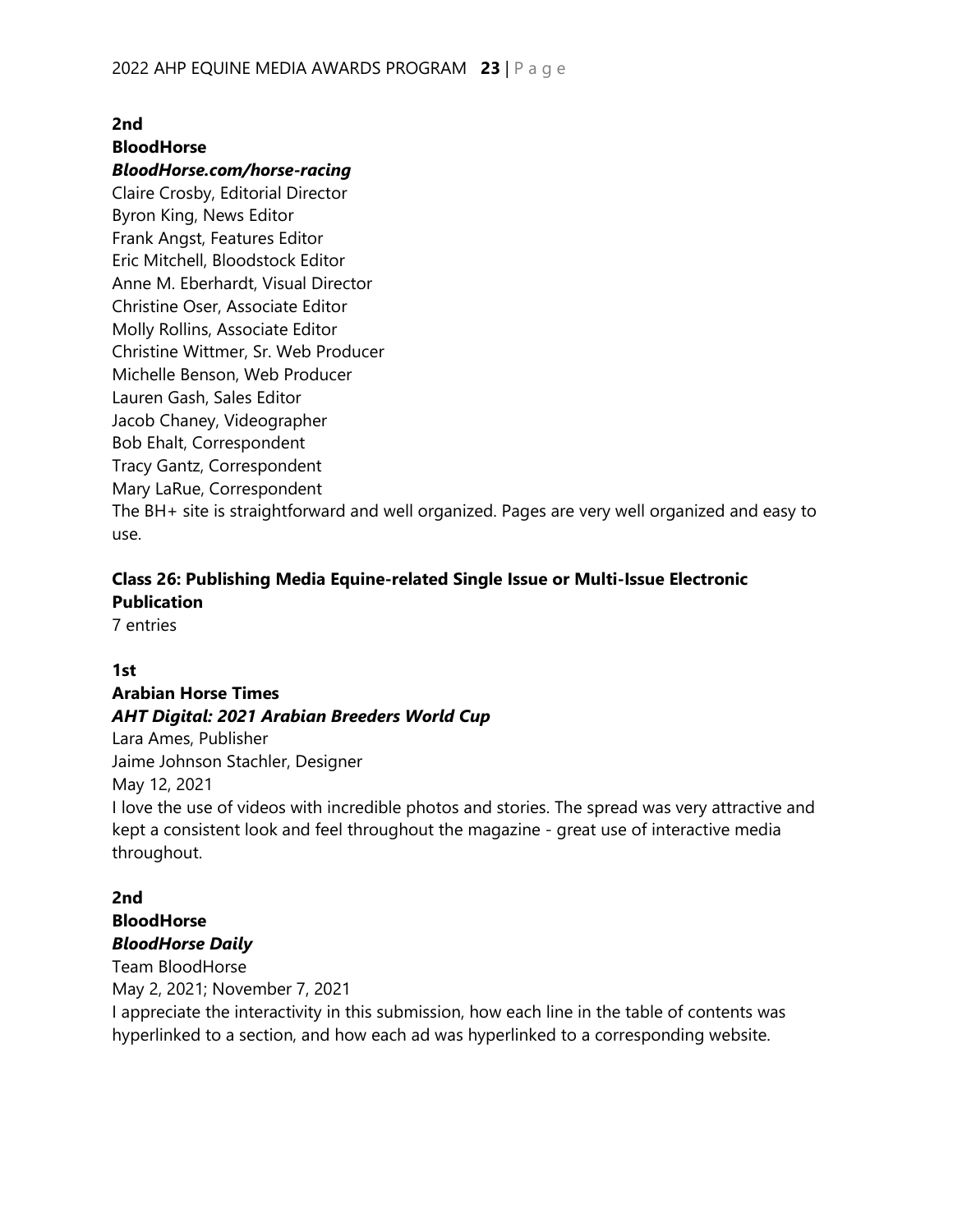**2nd**

**BloodHorse**

***BloodHorse.com/horse-racing***

Claire Crosby, Editorial Director
Byron King, News Editor
Frank Angst, Features Editor
Eric Mitchell, Bloodstock Editor
Anne M. Eberhardt, Visual Director
Christine Oser, Associate Editor
Molly Rollins, Associate Editor
Christine Wittmer, Sr. Web Producer
Michelle Benson, Web Producer
Lauren Gash, Sales Editor
Jacob Chaney, Videographer
Bob Ehalt, Correspondent
Tracy Gantz, Correspondent
Mary LaRue, Correspondent

The BH+ site is straightforward and well organized. Pages are very well organized and easy to use.

**Class 26: Publishing Media Equine-related Single Issue or Multi-Issue Electronic Publication**

7 entries

**1st**

**Arabian Horse Times**

***AHT Digital: 2021 Arabian Breeders World Cup***

Lara Ames, Publisher
Jaime Johnson Stachler, Designer
May 12, 2021

I love the use of videos with incredible photos and stories. The spread was very attractive and kept a consistent look and feel throughout the magazine - great use of interactive media throughout.

**2nd**

**BloodHorse**

***BloodHorse Daily***

Team BloodHorse
May 2, 2021; November 7, 2021

I appreciate the interactivity in this submission, how each line in the table of contents was hyperlinked to a section, and how each ad was hyperlinked to a corresponding website.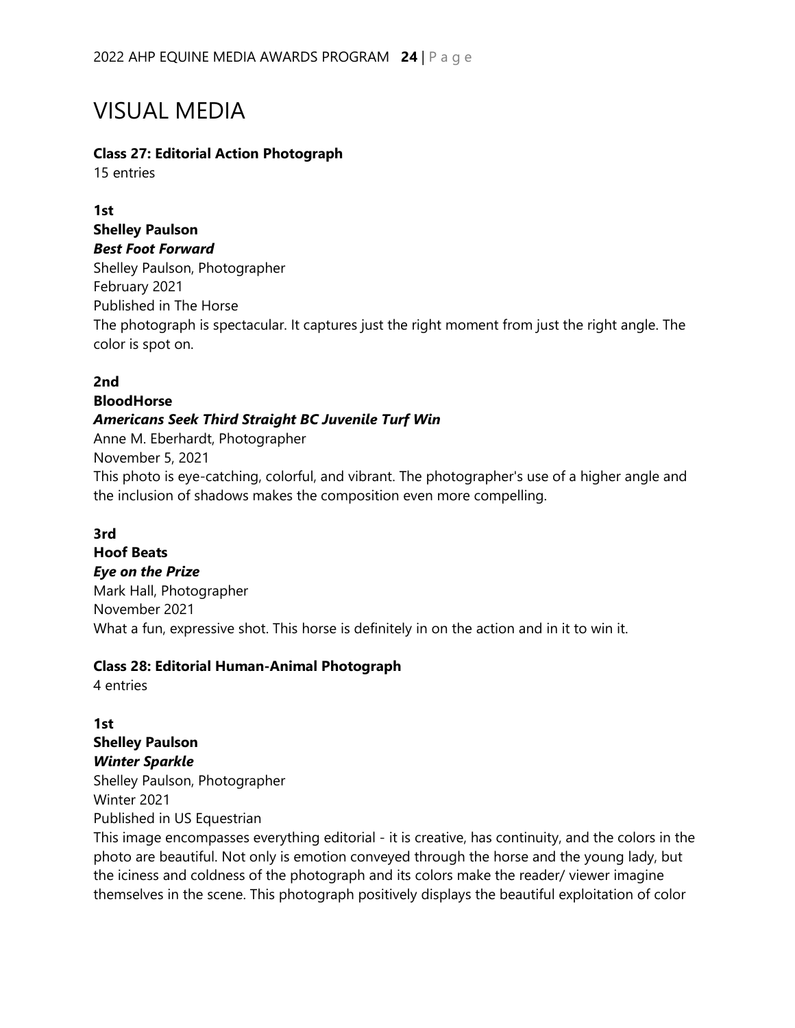# VISUAL MEDIA

**Class 27: Editorial Action Photograph**
15 entries

**1st**
**Shelley Paulson**
***Best Foot Forward***
Shelley Paulson, Photographer
February 2021
Published in The Horse
The photograph is spectacular. It captures just the right moment from just the right angle. The color is spot on.

**2nd**
**BloodHorse**
***Americans Seek Third Straight BC Juvenile Turf Win***
Anne M. Eberhardt, Photographer
November 5, 2021
This photo is eye-catching, colorful, and vibrant. The photographer's use of a higher angle and the inclusion of shadows makes the composition even more compelling.

**3rd**
**Hoof Beats**
***Eye on the Prize***
Mark Hall, Photographer
November 2021
What a fun, expressive shot. This horse is definitely in on the action and in it to win it.

**Class 28: Editorial Human-Animal Photograph**
4 entries

**1st**
**Shelley Paulson**
***Winter Sparkle***
Shelley Paulson, Photographer
Winter 2021
Published in US Equestrian
This image encompasses everything editorial - it is creative, has continuity, and the colors in the photo are beautiful. Not only is emotion conveyed through the horse and the young lady, but the iciness and coldness of the photograph and its colors make the reader/ viewer imagine themselves in the scene. This photograph positively displays the beautiful exploitation of color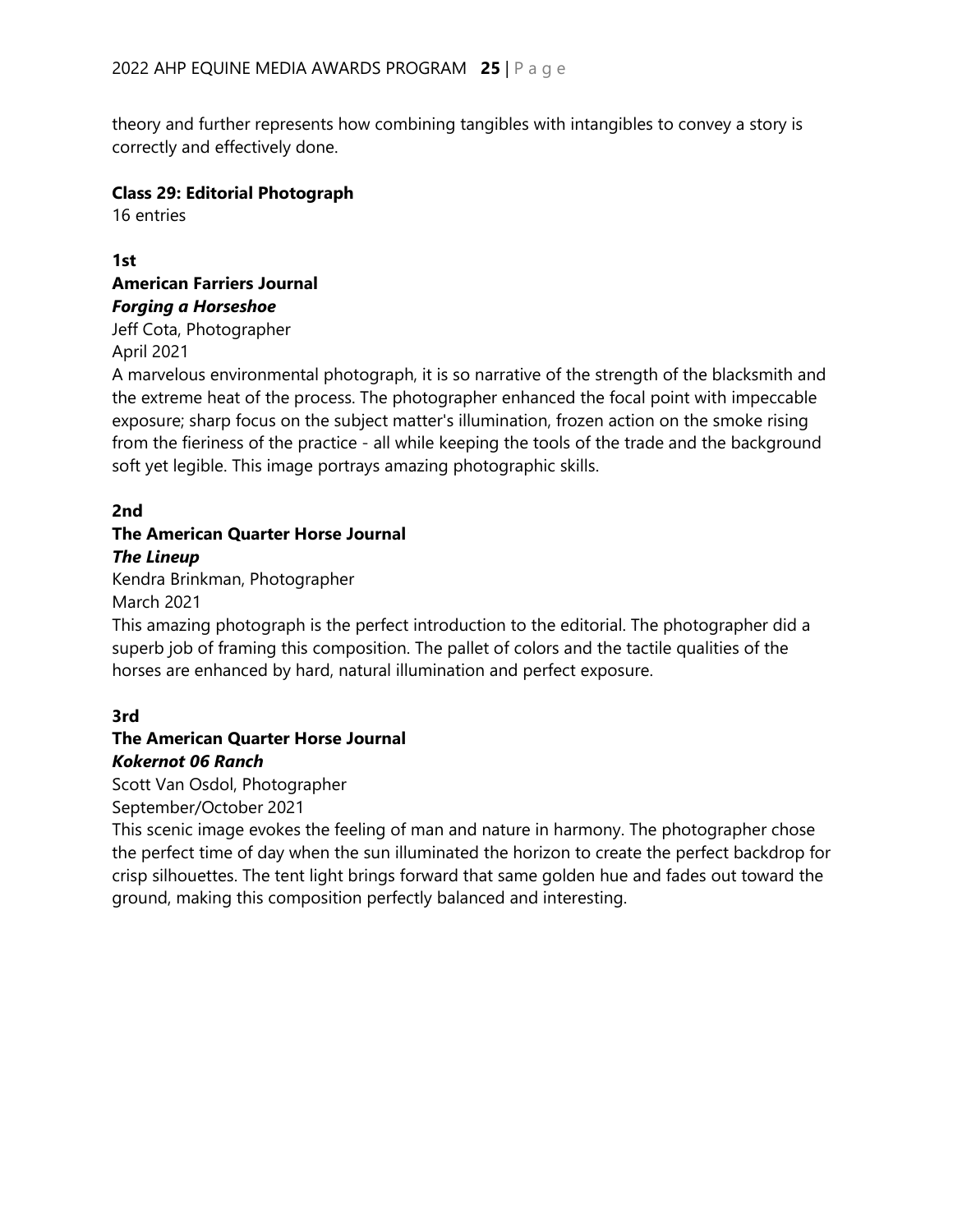theory and further represents how combining tangibles with intangibles to convey a story is correctly and effectively done.

**Class 29: Editorial Photograph**
16 entries

**1st**
**American Farriers Journal**
***Forging a Horseshoe***
Jeff Cota, Photographer
April 2021
A marvelous environmental photograph, it is so narrative of the strength of the blacksmith and the extreme heat of the process. The photographer enhanced the focal point with impeccable exposure; sharp focus on the subject matter's illumination, frozen action on the smoke rising from the fieriness of the practice - all while keeping the tools of the trade and the background soft yet legible. This image portrays amazing photographic skills.

**2nd**
**The American Quarter Horse Journal**
***The Lineup***
Kendra Brinkman, Photographer
March 2021
This amazing photograph is the perfect introduction to the editorial. The photographer did a superb job of framing this composition. The pallet of colors and the tactile qualities of the horses are enhanced by hard, natural illumination and perfect exposure.

**3rd**
**The American Quarter Horse Journal**
***Kokernot 06 Ranch***
Scott Van Osdol, Photographer
September/October 2021
This scenic image evokes the feeling of man and nature in harmony. The photographer chose the perfect time of day when the sun illuminated the horizon to create the perfect backdrop for crisp silhouettes. The tent light brings forward that same golden hue and fades out toward the ground, making this composition perfectly balanced and interesting.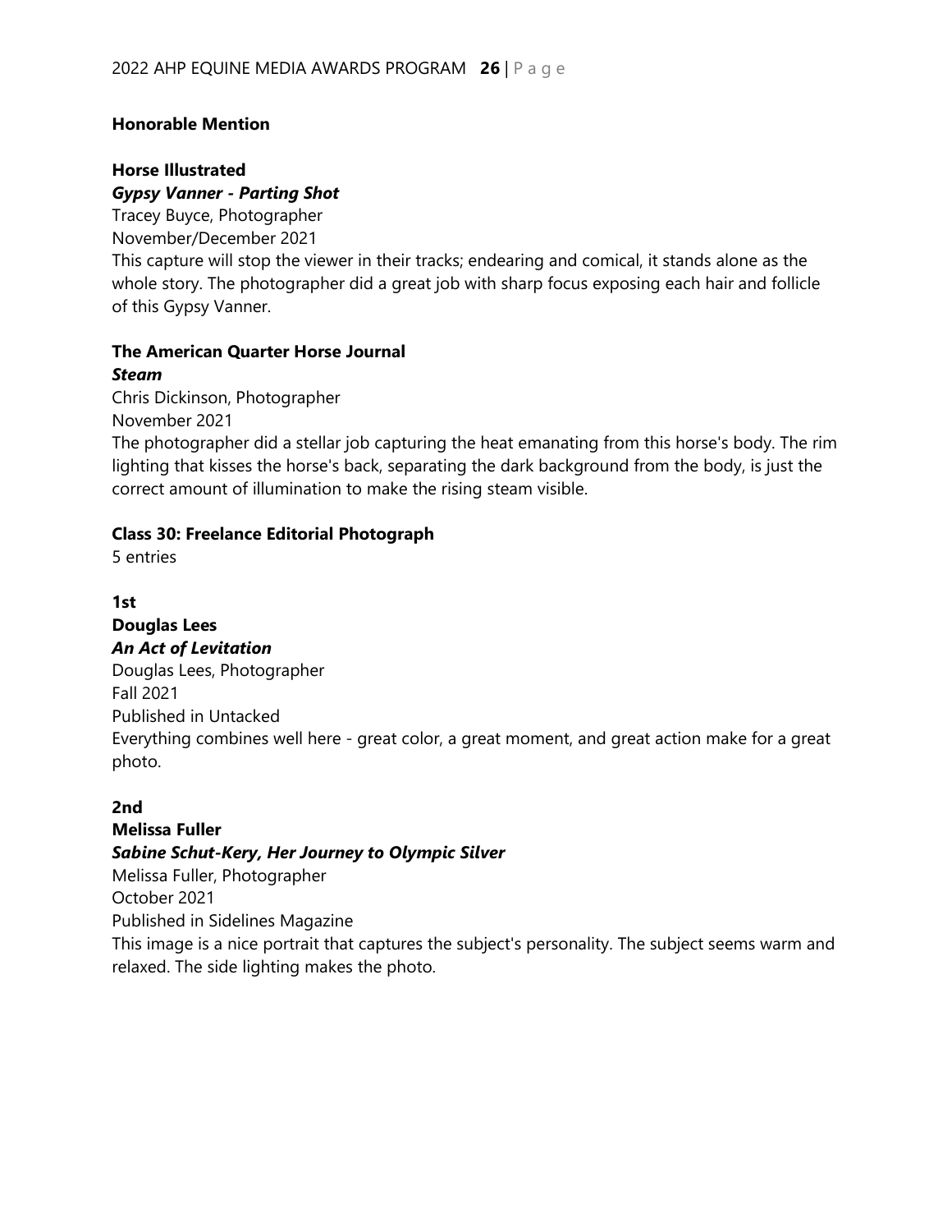**Honorable Mention**

**Horse Illustrated**
***Gypsy Vanner - Parting Shot***
Tracey Buyce, Photographer
November/December 2021
This capture will stop the viewer in their tracks; endearing and comical, it stands alone as the whole story. The photographer did a great job with sharp focus exposing each hair and follicle of this Gypsy Vanner.

**The American Quarter Horse Journal**
***Steam***
Chris Dickinson, Photographer
November 2021
The photographer did a stellar job capturing the heat emanating from this horse's body. The rim lighting that kisses the horse's back, separating the dark background from the body, is just the correct amount of illumination to make the rising steam visible.

## Class 30: Freelance Editorial Photograph

5 entries

**1st**
**Douglas Lees**
***An Act of Levitation***
Douglas Lees, Photographer
Fall 2021
Published in Untacked
Everything combines well here - great color, a great moment, and great action make for a great photo.

**2nd**
**Melissa Fuller**
***Sabine Schut-Kery, Her Journey to Olympic Silver***
Melissa Fuller, Photographer
October 2021
Published in Sidelines Magazine
This image is a nice portrait that captures the subject's personality. The subject seems warm and relaxed. The side lighting makes the photo.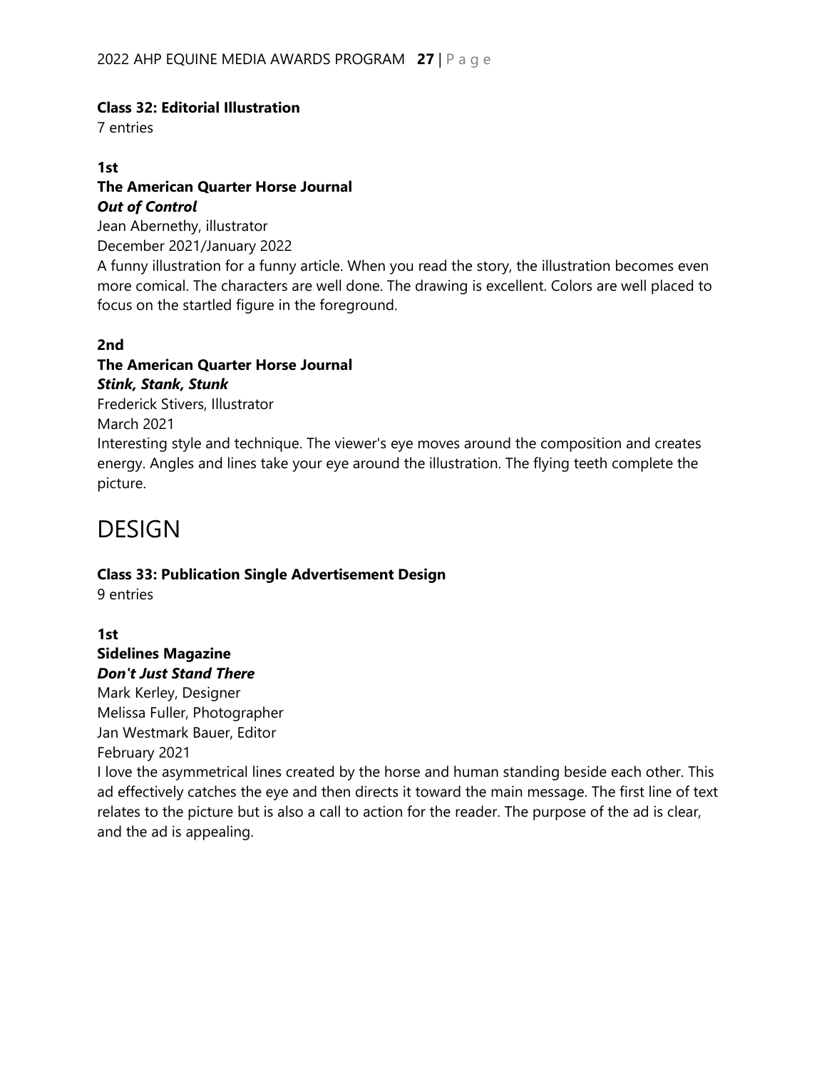**Class 32: Editorial Illustration**

7 entries

**1st**

**The American Quarter Horse Journal**

***Out of Control***

Jean Abernethy, illustrator

December 2021/January 2022

A funny illustration for a funny article. When you read the story, the illustration becomes even more comical. The characters are well done. The drawing is excellent. Colors are well placed to focus on the startled figure in the foreground.

**2nd**

**The American Quarter Horse Journal**

***Stink, Stank, Stunk***

Frederick Stivers, Illustrator

March 2021

Interesting style and technique. The viewer's eye moves around the composition and creates energy. Angles and lines take your eye around the illustration. The flying teeth complete the picture.

# DESIGN

**Class 33: Publication Single Advertisement Design**

9 entries

**1st**

**Sidelines Magazine**

***Don't Just Stand There***

Mark Kerley, Designer

Melissa Fuller, Photographer

Jan Westmark Bauer, Editor

February 2021

I love the asymmetrical lines created by the horse and human standing beside each other. This ad effectively catches the eye and then directs it toward the main message. The first line of text relates to the picture but is also a call to action for the reader. The purpose of the ad is clear, and the ad is appealing.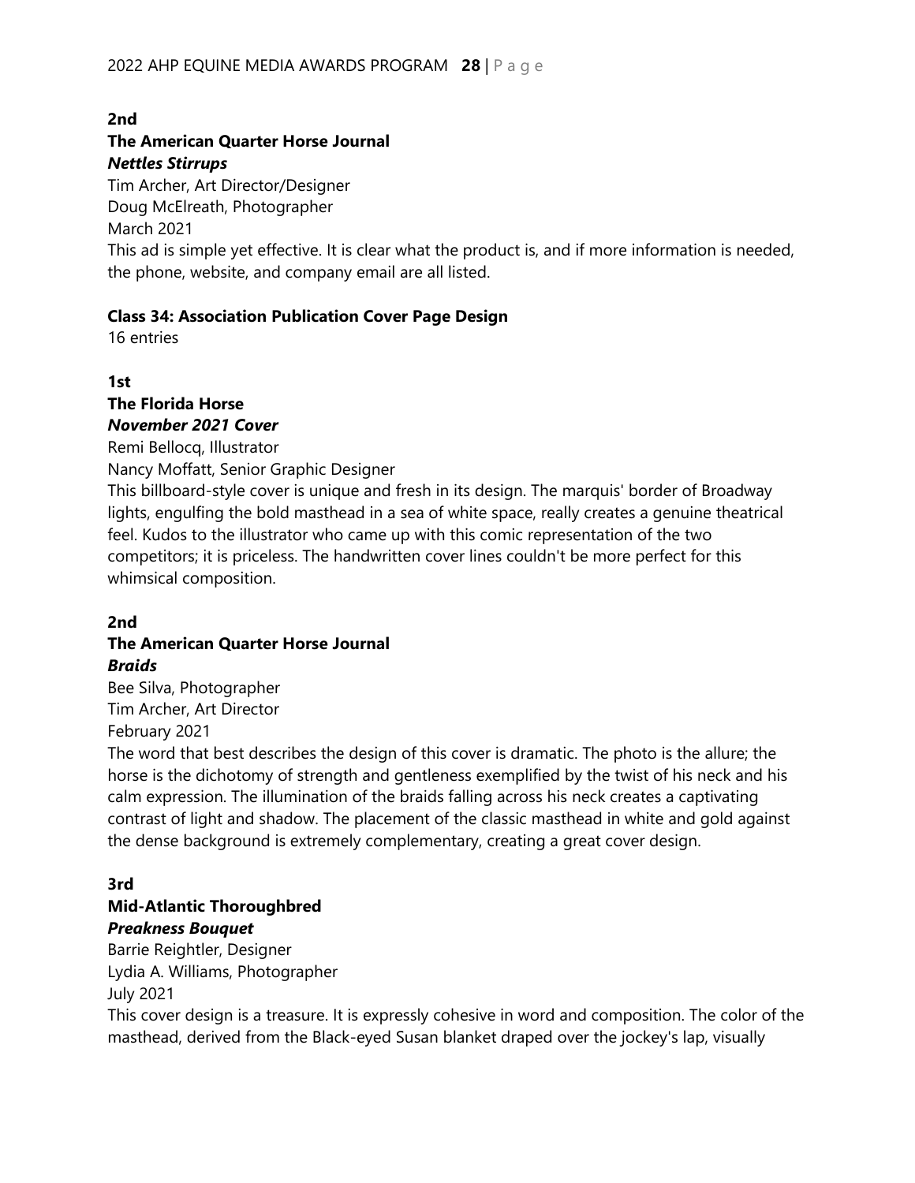**2nd**

**The American Quarter Horse Journal**

***Nettles Stirrups***

Tim Archer, Art Director/Designer
Doug McElreath, Photographer
March 2021
This ad is simple yet effective. It is clear what the product is, and if more information is needed, the phone, website, and company email are all listed.

**Class 34: Association Publication Cover Page Design**

16 entries

**1st**

**The Florida Horse**

***November 2021 Cover***

Remi Bellocq, Illustrator
Nancy Moffatt, Senior Graphic Designer
This billboard-style cover is unique and fresh in its design. The marquis' border of Broadway lights, engulfing the bold masthead in a sea of white space, really creates a genuine theatrical feel. Kudos to the illustrator who came up with this comic representation of the two competitors; it is priceless. The handwritten cover lines couldn't be more perfect for this whimsical composition.

**2nd**

**The American Quarter Horse Journal**

***Braids***

Bee Silva, Photographer
Tim Archer, Art Director
February 2021
The word that best describes the design of this cover is dramatic. The photo is the allure; the horse is the dichotomy of strength and gentleness exemplified by the twist of his neck and his calm expression. The illumination of the braids falling across his neck creates a captivating contrast of light and shadow. The placement of the classic masthead in white and gold against the dense background is extremely complementary, creating a great cover design.

**3rd**

**Mid-Atlantic Thoroughbred**

***Preakness Bouquet***

Barrie Reightler, Designer
Lydia A. Williams, Photographer
July 2021
This cover design is a treasure. It is expressly cohesive in word and composition. The color of the masthead, derived from the Black-eyed Susan blanket draped over the jockey's lap, visually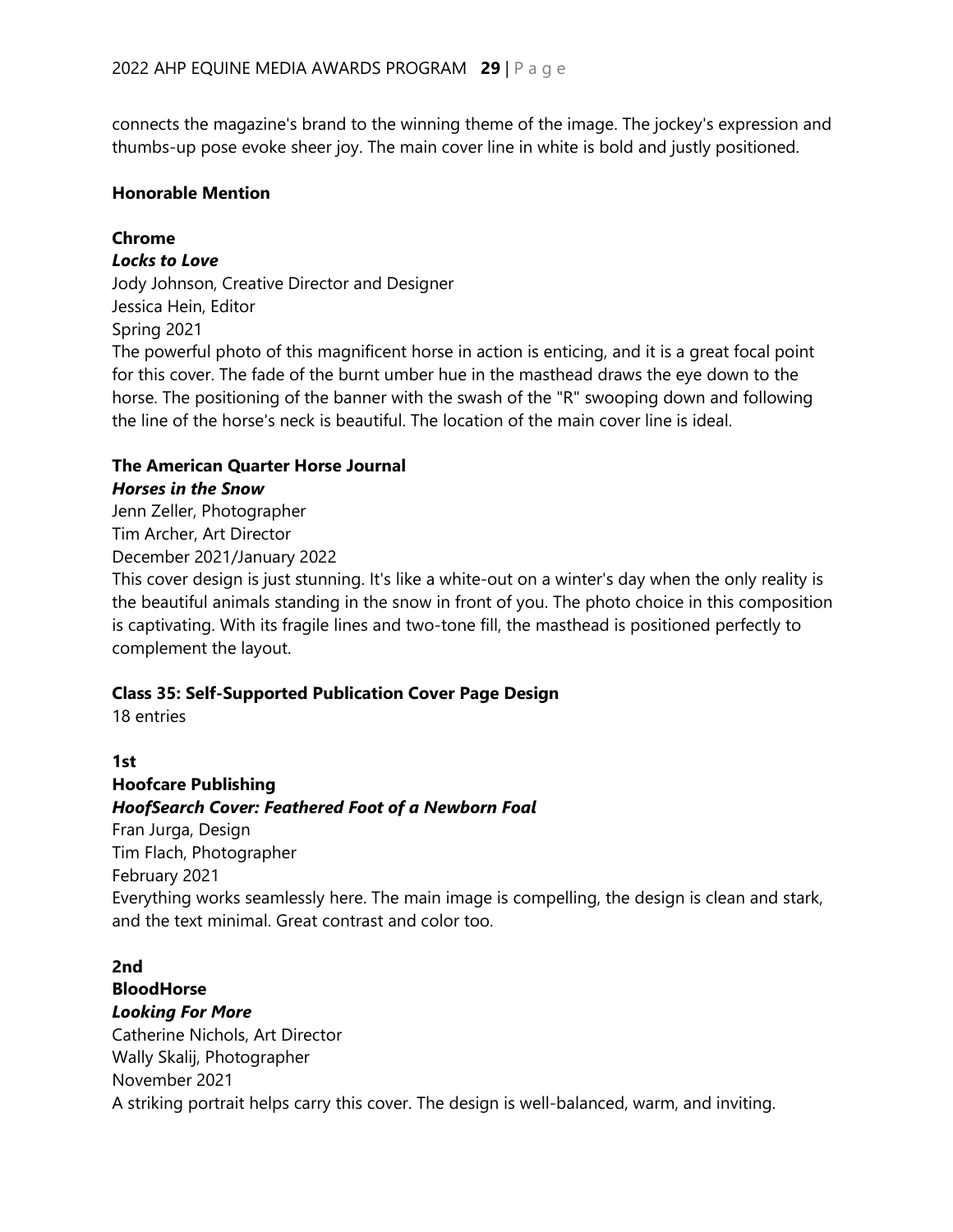connects the magazine's brand to the winning theme of the image. The jockey's expression and thumbs-up pose evoke sheer joy. The main cover line in white is bold and justly positioned.

**Honorable Mention**

**Chrome**
***Locks to Love***
Jody Johnson, Creative Director and Designer
Jessica Hein, Editor
Spring 2021
The powerful photo of this magnificent horse in action is enticing, and it is a great focal point for this cover. The fade of the burnt umber hue in the masthead draws the eye down to the horse. The positioning of the banner with the swash of the "R" swooping down and following the line of the horse's neck is beautiful. The location of the main cover line is ideal.

**The American Quarter Horse Journal**
***Horses in the Snow***
Jenn Zeller, Photographer
Tim Archer, Art Director
December 2021/January 2022
This cover design is just stunning. It's like a white-out on a winter's day when the only reality is the beautiful animals standing in the snow in front of you. The photo choice in this composition is captivating. With its fragile lines and two-tone fill, the masthead is positioned perfectly to complement the layout.

### Class 35: Self-Supported Publication Cover Page Design

18 entries

**1st**
**Hoofcare Publishing**
***HoofSearch Cover: Feathered Foot of a Newborn Foal***
Fran Jurga, Design
Tim Flach, Photographer
February 2021
Everything works seamlessly here. The main image is compelling, the design is clean and stark, and the text minimal. Great contrast and color too.

**2nd**
**BloodHorse**
***Looking For More***
Catherine Nichols, Art Director
Wally Skalij, Photographer
November 2021
A striking portrait helps carry this cover. The design is well-balanced, warm, and inviting.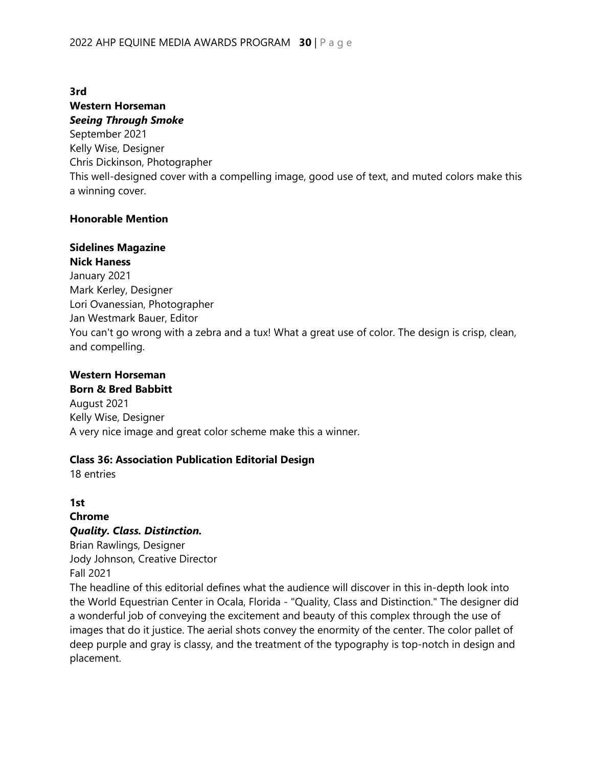**3rd**

**Western Horseman**

***Seeing Through Smoke***

September 2021

Kelly Wise, Designer

Chris Dickinson, Photographer

This well-designed cover with a compelling image, good use of text, and muted colors make this a winning cover.

**Honorable Mention**

**Sidelines Magazine**

**Nick Haness**

January 2021

Mark Kerley, Designer

Lori Ovanessian, Photographer

Jan Westmark Bauer, Editor

You can't go wrong with a zebra and a tux! What a great use of color. The design is crisp, clean, and compelling.

**Western Horseman**

**Born & Bred Babbitt**

August 2021

Kelly Wise, Designer

A very nice image and great color scheme make this a winner.

**Class 36: Association Publication Editorial Design**

18 entries

**1st**

**Chrome**

***Quality. Class. Distinction.***

Brian Rawlings, Designer

Jody Johnson, Creative Director

Fall 2021

The headline of this editorial defines what the audience will discover in this in-depth look into the World Equestrian Center in Ocala, Florida - "Quality, Class and Distinction." The designer did a wonderful job of conveying the excitement and beauty of this complex through the use of images that do it justice. The aerial shots convey the enormity of the center. The color pallet of deep purple and gray is classy, and the treatment of the typography is top-notch in design and placement.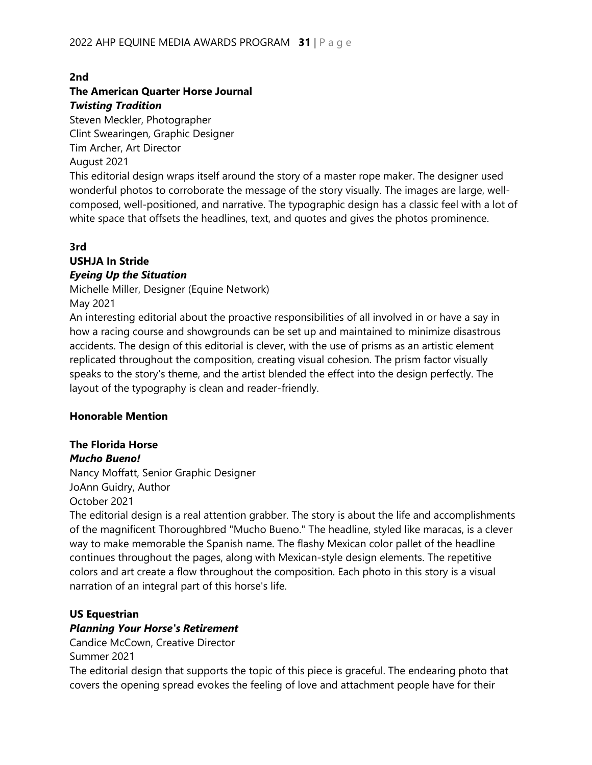**2nd**

**The American Quarter Horse Journal**

***Twisting Tradition***

Steven Meckler, Photographer
Clint Swearingen, Graphic Designer
Tim Archer, Art Director
August 2021

This editorial design wraps itself around the story of a master rope maker. The designer used wonderful photos to corroborate the message of the story visually. The images are large, well-composed, well-positioned, and narrative. The typographic design has a classic feel with a lot of white space that offsets the headlines, text, and quotes and gives the photos prominence.

**3rd**

**USHJA In Stride**

***Eyeing Up the Situation***

Michelle Miller, Designer (Equine Network)
May 2021

An interesting editorial about the proactive responsibilities of all involved in or have a say in how a racing course and showgrounds can be set up and maintained to minimize disastrous accidents. The design of this editorial is clever, with the use of prisms as an artistic element replicated throughout the composition, creating visual cohesion. The prism factor visually speaks to the story's theme, and the artist blended the effect into the design perfectly. The layout of the typography is clean and reader-friendly.

**Honorable Mention**

**The Florida Horse**

***Mucho Bueno!***

Nancy Moffatt, Senior Graphic Designer
JoAnn Guidry, Author
October 2021

The editorial design is a real attention grabber. The story is about the life and accomplishments of the magnificent Thoroughbred "Mucho Bueno." The headline, styled like maracas, is a clever way to make memorable the Spanish name. The flashy Mexican color pallet of the headline continues throughout the pages, along with Mexican-style design elements. The repetitive colors and art create a flow throughout the composition. Each photo in this story is a visual narration of an integral part of this horse's life.

**US Equestrian**

***Planning Your Horse's Retirement***

Candice McCown, Creative Director
Summer 2021

The editorial design that supports the topic of this piece is graceful. The endearing photo that covers the opening spread evokes the feeling of love and attachment people have for their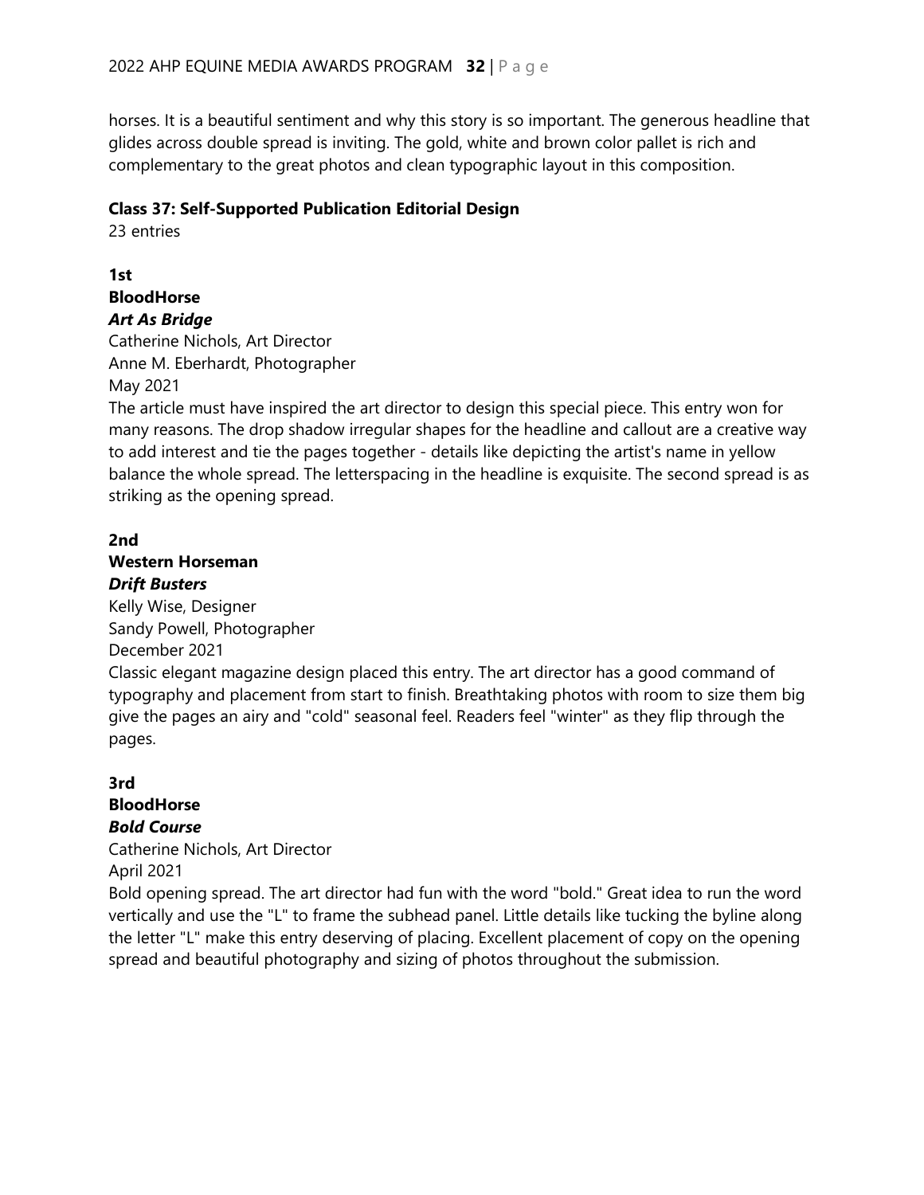horses. It is a beautiful sentiment and why this story is so important. The generous headline that glides across double spread is inviting. The gold, white and brown color pallet is rich and complementary to the great photos and clean typographic layout in this composition.

**Class 37: Self-Supported Publication Editorial Design**
23 entries

**1st**
**BloodHorse**
***Art As Bridge***
Catherine Nichols, Art Director
Anne M. Eberhardt, Photographer
May 2021
The article must have inspired the art director to design this special piece. This entry won for many reasons. The drop shadow irregular shapes for the headline and callout are a creative way to add interest and tie the pages together - details like depicting the artist's name in yellow balance the whole spread. The letterspacing in the headline is exquisite. The second spread is as striking as the opening spread.

**2nd**
**Western Horseman**
***Drift Busters***
Kelly Wise, Designer
Sandy Powell, Photographer
December 2021
Classic elegant magazine design placed this entry. The art director has a good command of typography and placement from start to finish. Breathtaking photos with room to size them big give the pages an airy and "cold" seasonal feel. Readers feel "winter" as they flip through the pages.

**3rd**
**BloodHorse**
***Bold Course***
Catherine Nichols, Art Director
April 2021
Bold opening spread. The art director had fun with the word "bold." Great idea to run the word vertically and use the "L" to frame the subhead panel. Little details like tucking the byline along the letter "L" make this entry deserving of placing. Excellent placement of copy on the opening spread and beautiful photography and sizing of photos throughout the submission.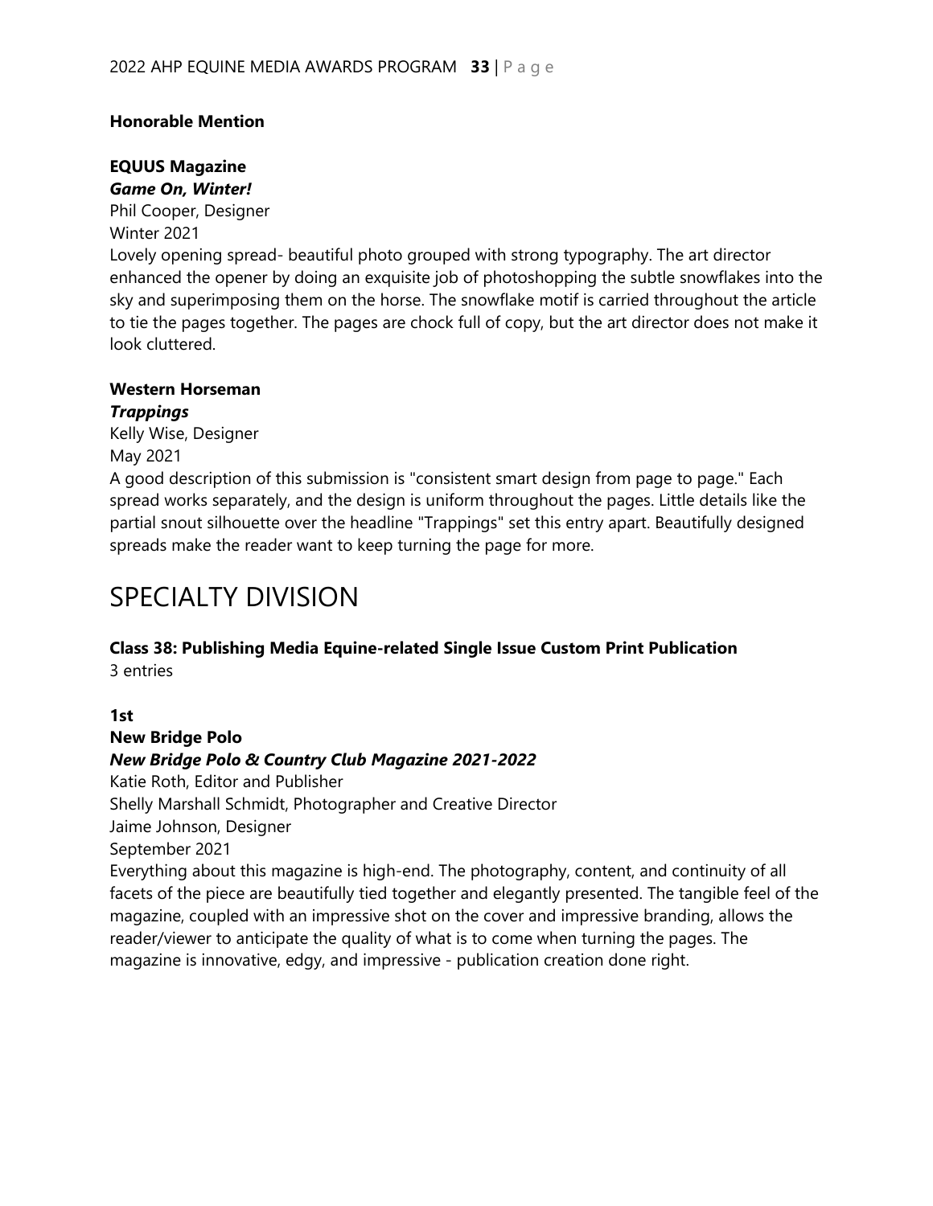**Honorable Mention**

**EQUUS Magazine**
***Game On, Winter!***
Phil Cooper, Designer
Winter 2021
Lovely opening spread- beautiful photo grouped with strong typography. The art director enhanced the opener by doing an exquisite job of photoshopping the subtle snowflakes into the sky and superimposing them on the horse. The snowflake motif is carried throughout the article to tie the pages together. The pages are chock full of copy, but the art director does not make it look cluttered.

**Western Horseman**
***Trappings***
Kelly Wise, Designer
May 2021
A good description of this submission is "consistent smart design from page to page." Each spread works separately, and the design is uniform throughout the pages. Little details like the partial snout silhouette over the headline "Trappings" set this entry apart. Beautifully designed spreads make the reader want to keep turning the page for more.

# SPECIALTY DIVISION

**Class 38: Publishing Media Equine-related Single Issue Custom Print Publication**
3 entries

**1st**
**New Bridge Polo**
***New Bridge Polo & Country Club Magazine 2021-2022***
Katie Roth, Editor and Publisher
Shelly Marshall Schmidt, Photographer and Creative Director
Jaime Johnson, Designer
September 2021
Everything about this magazine is high-end. The photography, content, and continuity of all facets of the piece are beautifully tied together and elegantly presented. The tangible feel of the magazine, coupled with an impressive shot on the cover and impressive branding, allows the reader/viewer to anticipate the quality of what is to come when turning the pages. The magazine is innovative, edgy, and impressive - publication creation done right.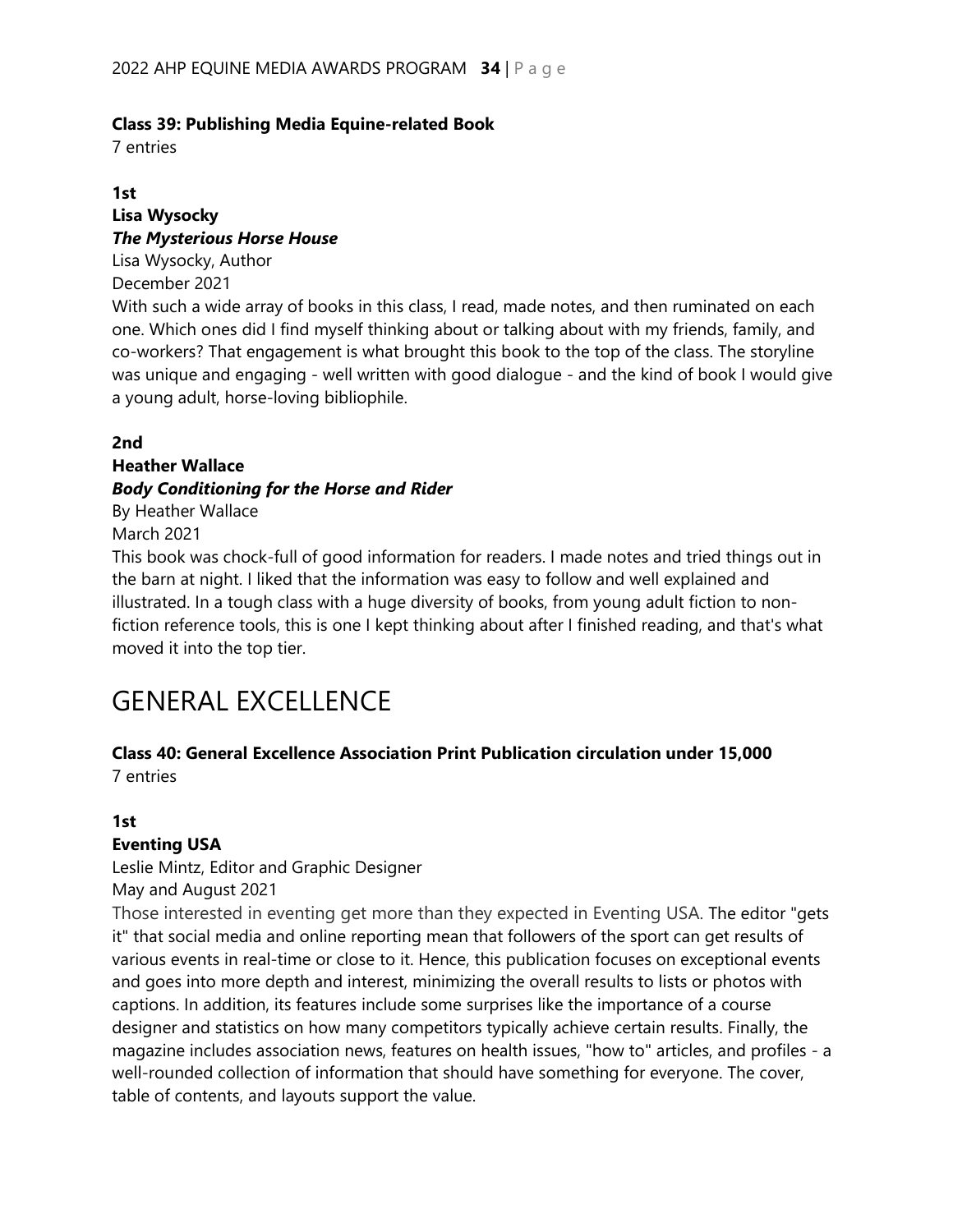**Class 39: Publishing Media Equine-related Book**
7 entries

**1st**
**Lisa Wysocky**
***The Mysterious Horse House***
Lisa Wysocky, Author
December 2021
With such a wide array of books in this class, I read, made notes, and then ruminated on each one. Which ones did I find myself thinking about or talking about with my friends, family, and co-workers? That engagement is what brought this book to the top of the class. The storyline was unique and engaging - well written with good dialogue - and the kind of book I would give a young adult, horse-loving bibliophile.

**2nd**
**Heather Wallace**
***Body Conditioning for the Horse and Rider***
By Heather Wallace
March 2021
This book was chock-full of good information for readers. I made notes and tried things out in the barn at night. I liked that the information was easy to follow and well explained and illustrated. In a tough class with a huge diversity of books, from young adult fiction to non-fiction reference tools, this is one I kept thinking about after I finished reading, and that's what moved it into the top tier.

# GENERAL EXCELLENCE

**Class 40: General Excellence Association Print Publication circulation under 15,000**
7 entries

**1st**
**Eventing USA**
Leslie Mintz, Editor and Graphic Designer
May and August 2021
Those interested in eventing get more than they expected in Eventing USA. The editor "gets it" that social media and online reporting mean that followers of the sport can get results of various events in real-time or close to it. Hence, this publication focuses on exceptional events and goes into more depth and interest, minimizing the overall results to lists or photos with captions. In addition, its features include some surprises like the importance of a course designer and statistics on how many competitors typically achieve certain results. Finally, the magazine includes association news, features on health issues, "how to" articles, and profiles - a well-rounded collection of information that should have something for everyone. The cover, table of contents, and layouts support the value.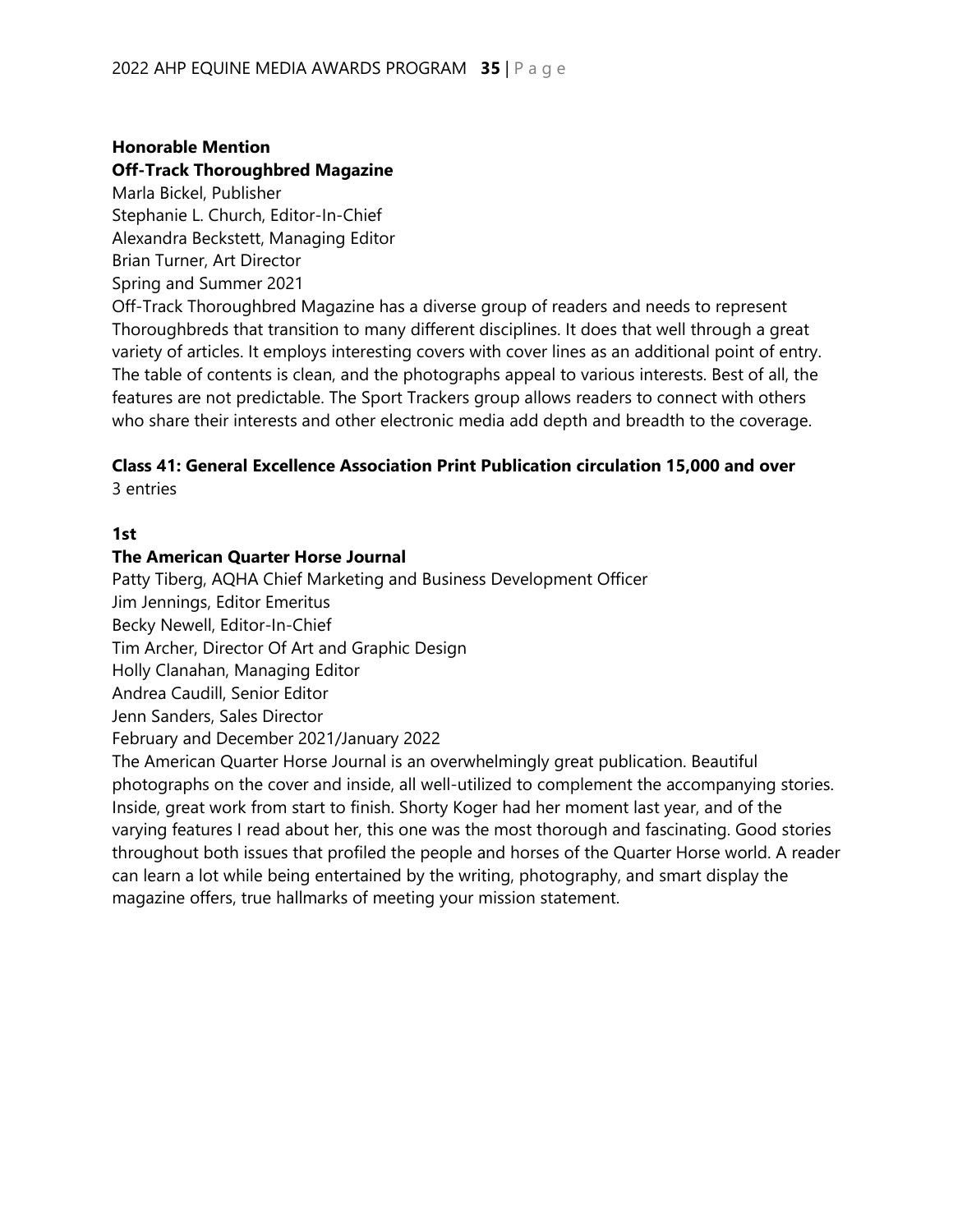**Honorable Mention**
**Off-Track Thoroughbred Magazine**
Marla Bickel, Publisher
Stephanie L. Church, Editor-In-Chief
Alexandra Beckstett, Managing Editor
Brian Turner, Art Director
Spring and Summer 2021
Off-Track Thoroughbred Magazine has a diverse group of readers and needs to represent Thoroughbreds that transition to many different disciplines. It does that well through a great variety of articles. It employs interesting covers with cover lines as an additional point of entry. The table of contents is clean, and the photographs appeal to various interests. Best of all, the features are not predictable. The Sport Trackers group allows readers to connect with others who share their interests and other electronic media add depth and breadth to the coverage.

**Class 41: General Excellence Association Print Publication circulation 15,000 and over**
3 entries

**1st**
**The American Quarter Horse Journal**
Patty Tiberg, AQHA Chief Marketing and Business Development Officer
Jim Jennings, Editor Emeritus
Becky Newell, Editor-In-Chief
Tim Archer, Director Of Art and Graphic Design
Holly Clanahan, Managing Editor
Andrea Caudill, Senior Editor
Jenn Sanders, Sales Director
February and December 2021/January 2022
The American Quarter Horse Journal is an overwhelmingly great publication. Beautiful photographs on the cover and inside, all well-utilized to complement the accompanying stories. Inside, great work from start to finish. Shorty Koger had her moment last year, and of the varying features I read about her, this one was the most thorough and fascinating. Good stories throughout both issues that profiled the people and horses of the Quarter Horse world. A reader can learn a lot while being entertained by the writing, photography, and smart display the magazine offers, true hallmarks of meeting your mission statement.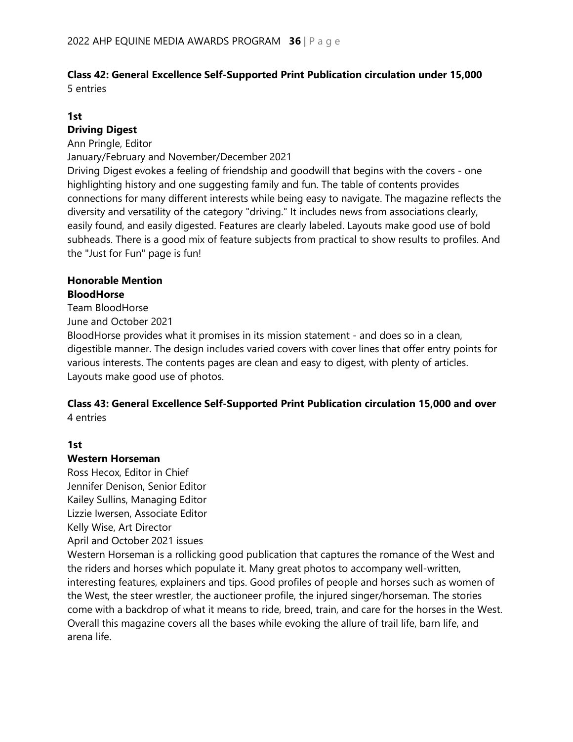**Class 42: General Excellence Self-Supported Print Publication circulation under 15,000**
5 entries

**1st**
**Driving Digest**
Ann Pringle, Editor
January/February and November/December 2021
Driving Digest evokes a feeling of friendship and goodwill that begins with the covers - one highlighting history and one suggesting family and fun. The table of contents provides connections for many different interests while being easy to navigate. The magazine reflects the diversity and versatility of the category "driving." It includes news from associations clearly, easily found, and easily digested. Features are clearly labeled. Layouts make good use of bold subheads. There is a good mix of feature subjects from practical to show results to profiles. And the "Just for Fun" page is fun!

**Honorable Mention**
**BloodHorse**
Team BloodHorse
June and October 2021
BloodHorse provides what it promises in its mission statement - and does so in a clean, digestible manner. The design includes varied covers with cover lines that offer entry points for various interests. The contents pages are clean and easy to digest, with plenty of articles. Layouts make good use of photos.

**Class 43: General Excellence Self-Supported Print Publication circulation 15,000 and over**
4 entries

**1st**
**Western Horseman**
Ross Hecox, Editor in Chief
Jennifer Denison, Senior Editor
Kailey Sullins, Managing Editor
Lizzie Iwersen, Associate Editor
Kelly Wise, Art Director
April and October 2021 issues
Western Horseman is a rollicking good publication that captures the romance of the West and the riders and horses which populate it. Many great photos to accompany well-written, interesting features, explainers and tips. Good profiles of people and horses such as women of the West, the steer wrestler, the auctioneer profile, the injured singer/horseman. The stories come with a backdrop of what it means to ride, breed, train, and care for the horses in the West. Overall this magazine covers all the bases while evoking the allure of trail life, barn life, and arena life.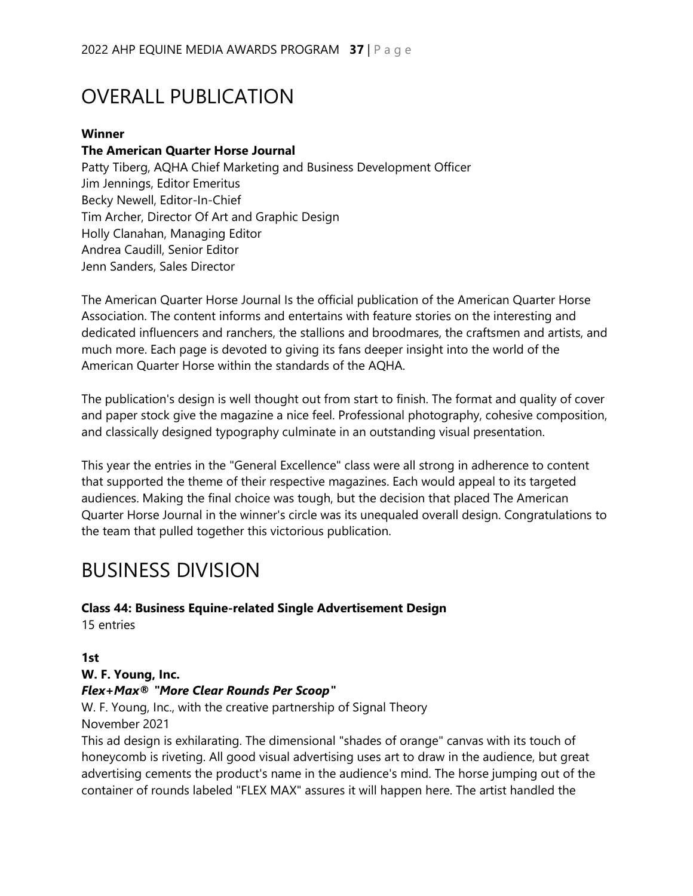# OVERALL PUBLICATION

**Winner**

**The American Quarter Horse Journal**

Patty Tiberg, AQHA Chief Marketing and Business Development Officer
Jim Jennings, Editor Emeritus
Becky Newell, Editor-In-Chief
Tim Archer, Director Of Art and Graphic Design
Holly Clanahan, Managing Editor
Andrea Caudill, Senior Editor
Jenn Sanders, Sales Director

The American Quarter Horse Journal Is the official publication of the American Quarter Horse Association. The content informs and entertains with feature stories on the interesting and dedicated influencers and ranchers, the stallions and broodmares, the craftsmen and artists, and much more. Each page is devoted to giving its fans deeper insight into the world of the American Quarter Horse within the standards of the AQHA.

The publication's design is well thought out from start to finish. The format and quality of cover and paper stock give the magazine a nice feel. Professional photography, cohesive composition, and classically designed typography culminate in an outstanding visual presentation.

This year the entries in the "General Excellence" class were all strong in adherence to content that supported the theme of their respective magazines. Each would appeal to its targeted audiences. Making the final choice was tough, but the decision that placed The American Quarter Horse Journal in the winner's circle was its unequaled overall design. Congratulations to the team that pulled together this victorious publication.

# BUSINESS DIVISION

**Class 44: Business Equine-related Single Advertisement Design**

15 entries

**1st**

**W. F. Young, Inc.**

***Flex+Max® "More Clear Rounds Per Scoop"***

W. F. Young, Inc., with the creative partnership of Signal Theory
November 2021
This ad design is exhilarating. The dimensional "shades of orange" canvas with its touch of honeycomb is riveting. All good visual advertising uses art to draw in the audience, but great advertising cements the product's name in the audience's mind. The horse jumping out of the container of rounds labeled "FLEX MAX" assures it will happen here. The artist handled the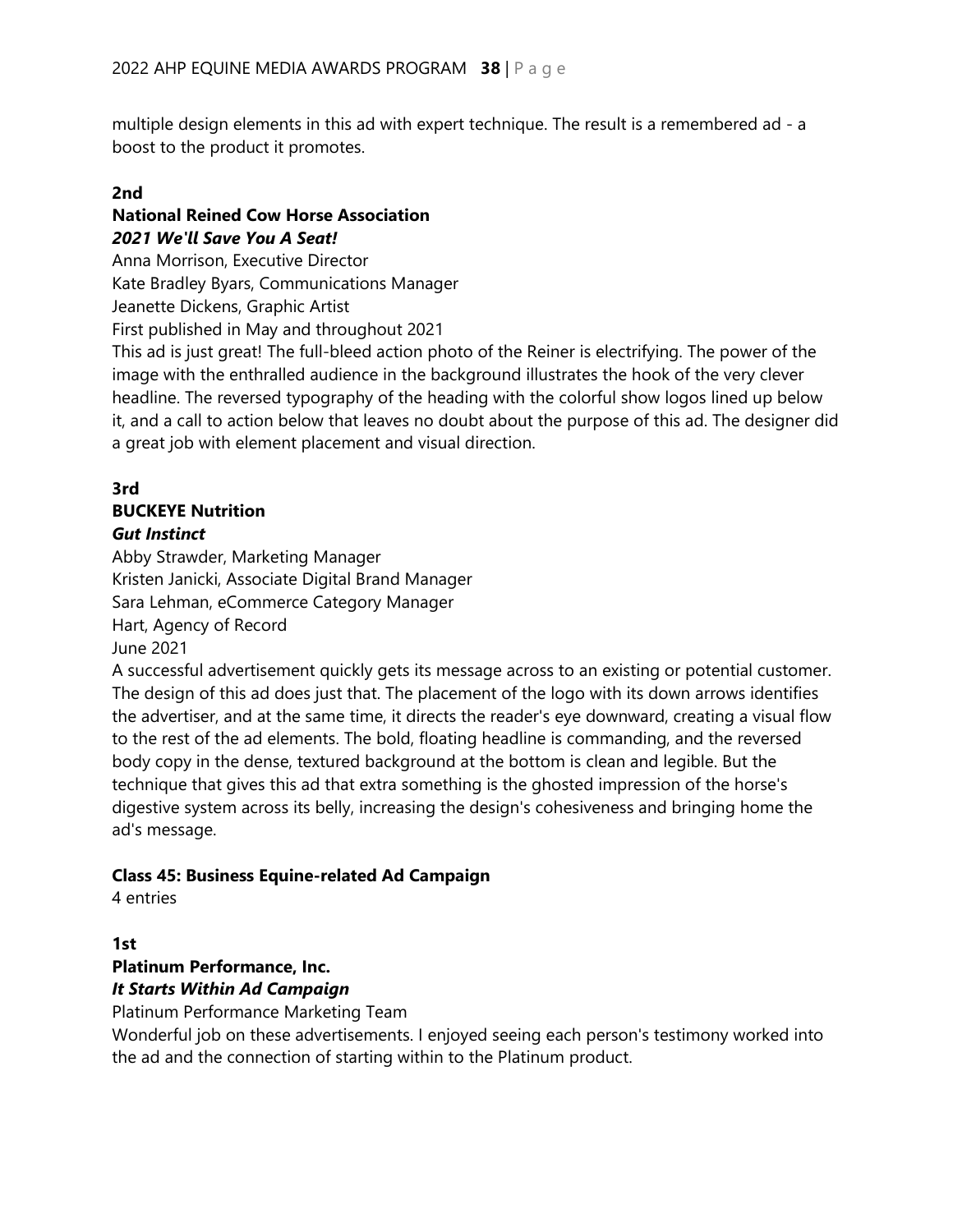multiple design elements in this ad with expert technique. The result is a remembered ad - a boost to the product it promotes.

**2nd**

**National Reined Cow Horse Association**
***2021 We'll Save You A Seat!***

Anna Morrison, Executive Director
Kate Bradley Byars, Communications Manager
Jeanette Dickens, Graphic Artist
First published in May and throughout 2021

This ad is just great! The full-bleed action photo of the Reiner is electrifying. The power of the image with the enthralled audience in the background illustrates the hook of the very clever headline. The reversed typography of the heading with the colorful show logos lined up below it, and a call to action below that leaves no doubt about the purpose of this ad. The designer did a great job with element placement and visual direction.

**3rd**

**BUCKEYE Nutrition**
***Gut Instinct***

Abby Strawder, Marketing Manager
Kristen Janicki, Associate Digital Brand Manager
Sara Lehman, eCommerce Category Manager
Hart, Agency of Record
June 2021

A successful advertisement quickly gets its message across to an existing or potential customer. The design of this ad does just that. The placement of the logo with its down arrows identifies the advertiser, and at the same time, it directs the reader's eye downward, creating a visual flow to the rest of the ad elements. The bold, floating headline is commanding, and the reversed body copy in the dense, textured background at the bottom is clean and legible. But the technique that gives this ad that extra something is the ghosted impression of the horse's digestive system across its belly, increasing the design's cohesiveness and bringing home the ad's message.

**Class 45: Business Equine-related Ad Campaign**

4 entries

**1st**

**Platinum Performance, Inc.**
***It Starts Within Ad Campaign***

Platinum Performance Marketing Team

Wonderful job on these advertisements. I enjoyed seeing each person's testimony worked into the ad and the connection of starting within to the Platinum product.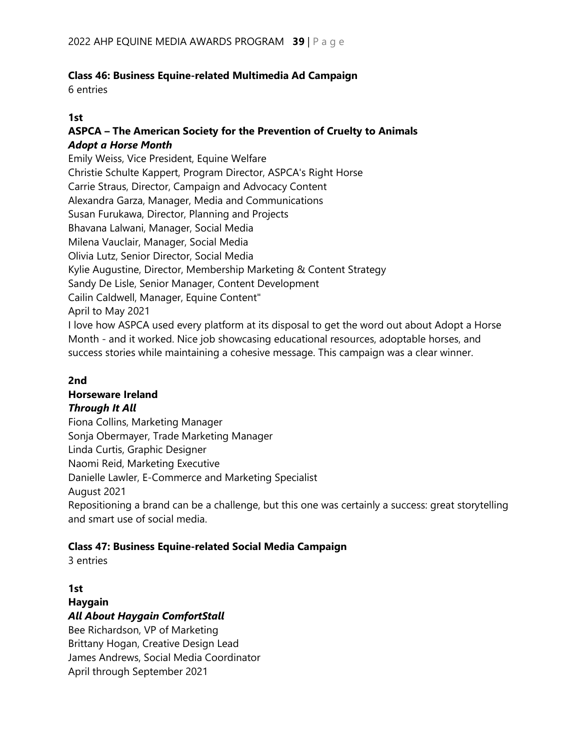**Class 46: Business Equine-related Multimedia Ad Campaign**
6 entries

**1st**
**ASPCA – The American Society for the Prevention of Cruelty to Animals**
***Adopt a Horse Month***
Emily Weiss, Vice President, Equine Welfare
Christie Schulte Kappert, Program Director, ASPCA's Right Horse
Carrie Straus, Director, Campaign and Advocacy Content
Alexandra Garza, Manager, Media and Communications
Susan Furukawa, Director, Planning and Projects
Bhavana Lalwani, Manager, Social Media
Milena Vauclair, Manager, Social Media
Olivia Lutz, Senior Director, Social Media
Kylie Augustine, Director, Membership Marketing & Content Strategy
Sandy De Lisle, Senior Manager, Content Development
Cailin Caldwell, Manager, Equine Content"
April to May 2021
I love how ASPCA used every platform at its disposal to get the word out about Adopt a Horse Month - and it worked. Nice job showcasing educational resources, adoptable horses, and success stories while maintaining a cohesive message. This campaign was a clear winner.

**2nd**
**Horseware Ireland**
***Through It All***
Fiona Collins, Marketing Manager
Sonja Obermayer, Trade Marketing Manager
Linda Curtis, Graphic Designer
Naomi Reid, Marketing Executive
Danielle Lawler, E-Commerce and Marketing Specialist
August 2021
Repositioning a brand can be a challenge, but this one was certainly a success: great storytelling and smart use of social media.

**Class 47: Business Equine-related Social Media Campaign**
3 entries

**1st**
**Haygain**
***All About Haygain ComfortStall***
Bee Richardson, VP of Marketing
Brittany Hogan, Creative Design Lead
James Andrews, Social Media Coordinator
April through September 2021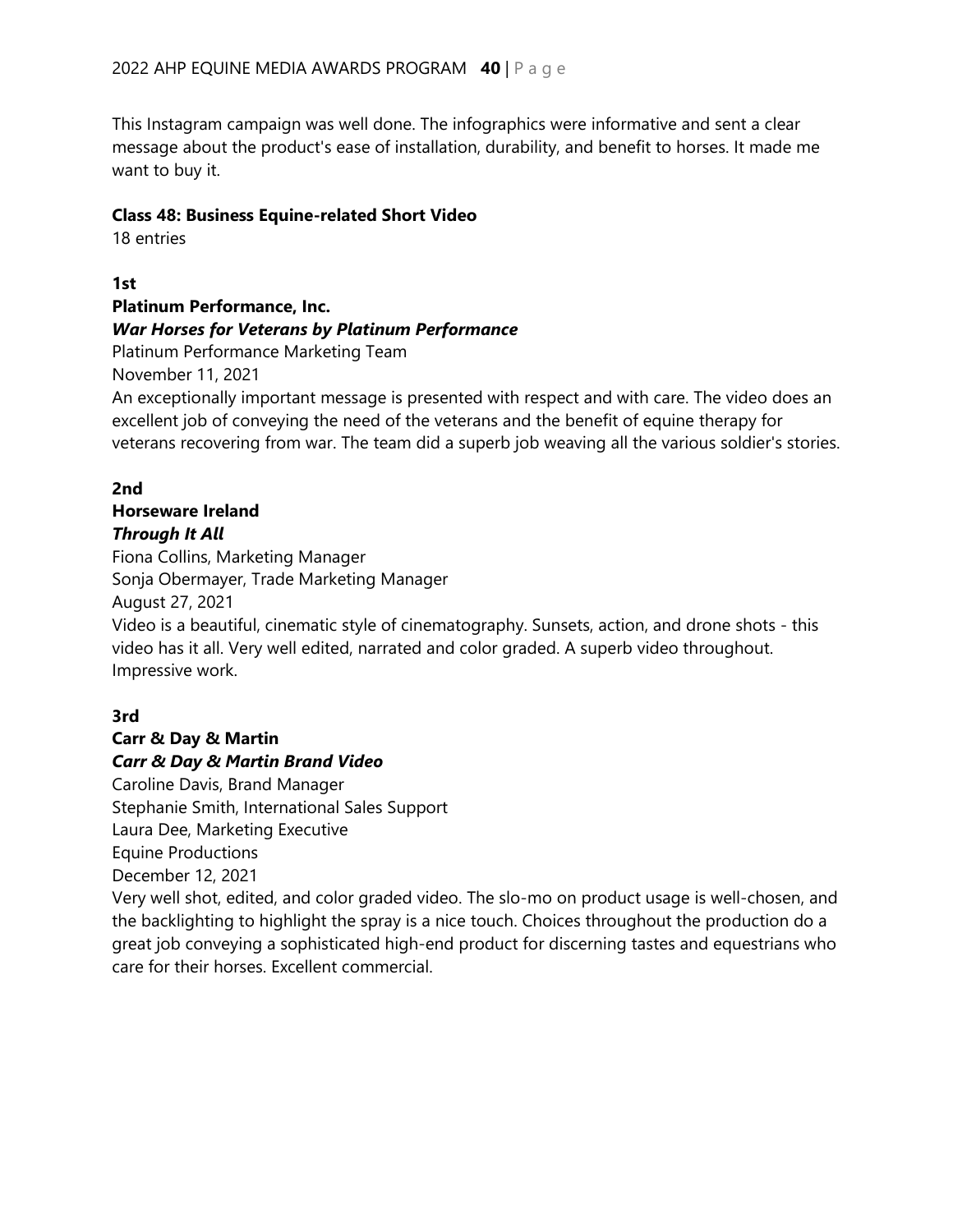This Instagram campaign was well done. The infographics were informative and sent a clear message about the product's ease of installation, durability, and benefit to horses. It made me want to buy it.

**Class 48: Business Equine-related Short Video**

18 entries

**1st**

**Platinum Performance, Inc.**

***War Horses for Veterans by Platinum Performance***

Platinum Performance Marketing Team

November 11, 2021

An exceptionally important message is presented with respect and with care. The video does an excellent job of conveying the need of the veterans and the benefit of equine therapy for veterans recovering from war. The team did a superb job weaving all the various soldier's stories.

**2nd**

**Horseware Ireland**

***Through It All***

Fiona Collins, Marketing Manager

Sonja Obermayer, Trade Marketing Manager

August 27, 2021

Video is a beautiful, cinematic style of cinematography. Sunsets, action, and drone shots - this video has it all. Very well edited, narrated and color graded. A superb video throughout. Impressive work.

**3rd**

**Carr & Day & Martin**

***Carr & Day & Martin Brand Video***

Caroline Davis, Brand Manager

Stephanie Smith, International Sales Support

Laura Dee, Marketing Executive

Equine Productions

December 12, 2021

Very well shot, edited, and color graded video. The slo-mo on product usage is well-chosen, and the backlighting to highlight the spray is a nice touch. Choices throughout the production do a great job conveying a sophisticated high-end product for discerning tastes and equestrians who care for their horses. Excellent commercial.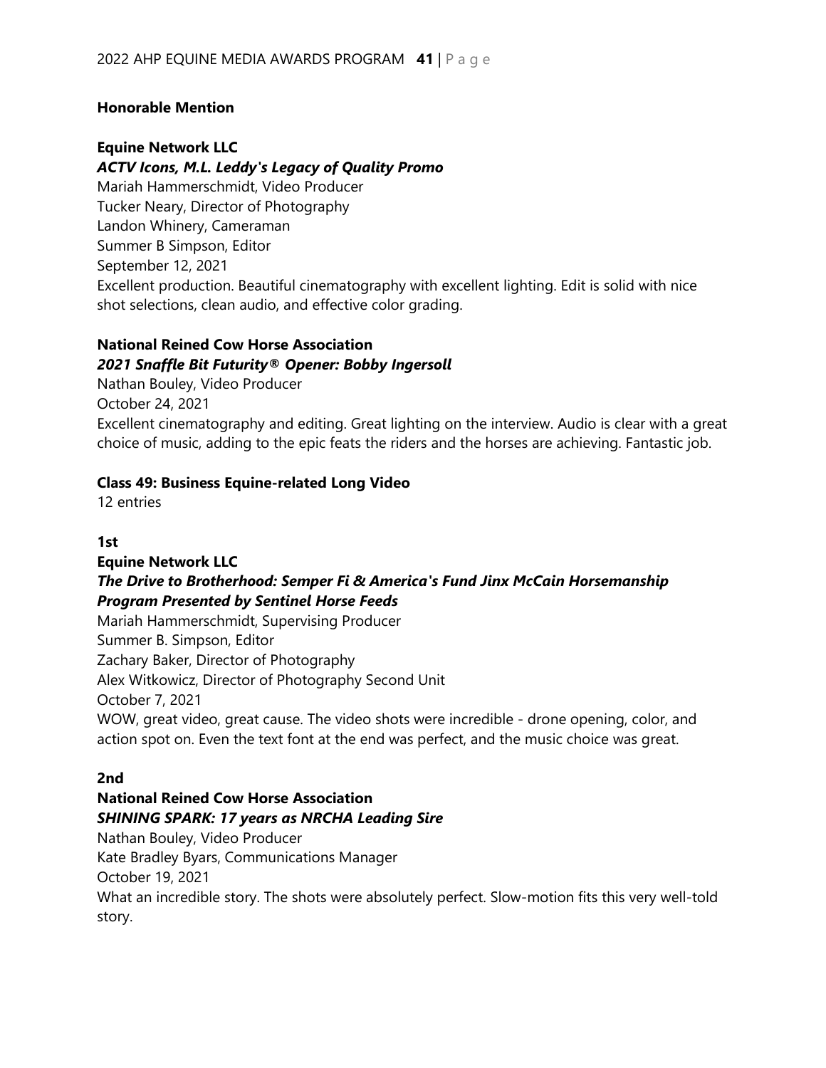**Honorable Mention**

**Equine Network LLC**
***ACTV Icons, M.L. Leddy's Legacy of Quality Promo***
Mariah Hammerschmidt, Video Producer
Tucker Neary, Director of Photography
Landon Whinery, Cameraman
Summer B Simpson, Editor
September 12, 2021
Excellent production. Beautiful cinematography with excellent lighting. Edit is solid with nice shot selections, clean audio, and effective color grading.

**National Reined Cow Horse Association**
***2021 Snaffle Bit Futurity® Opener: Bobby Ingersoll***
Nathan Bouley, Video Producer
October 24, 2021
Excellent cinematography and editing. Great lighting on the interview. Audio is clear with a great choice of music, adding to the epic feats the riders and the horses are achieving. Fantastic job.

**Class 49: Business Equine-related Long Video**
12 entries

**1st**

**Equine Network LLC**
***The Drive to Brotherhood: Semper Fi & America's Fund Jinx McCain Horsemanship Program Presented by Sentinel Horse Feeds***
Mariah Hammerschmidt, Supervising Producer
Summer B. Simpson, Editor
Zachary Baker, Director of Photography
Alex Witkowicz, Director of Photography Second Unit
October 7, 2021
WOW, great video, great cause. The video shots were incredible - drone opening, color, and action spot on. Even the text font at the end was perfect, and the music choice was great.

**2nd**

**National Reined Cow Horse Association**
***SHINING SPARK: 17 years as NRCHA Leading Sire***
Nathan Bouley, Video Producer
Kate Bradley Byars, Communications Manager
October 19, 2021
What an incredible story. The shots were absolutely perfect. Slow-motion fits this very well-told story.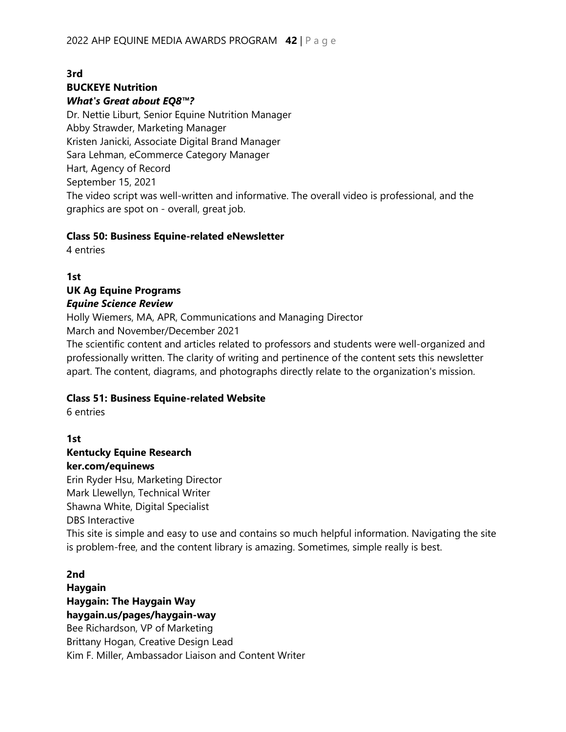**3rd**

**BUCKEYE Nutrition**

***What's Great about EQ8™?***

Dr. Nettie Liburt, Senior Equine Nutrition Manager
Abby Strawder, Marketing Manager
Kristen Janicki, Associate Digital Brand Manager
Sara Lehman, eCommerce Category Manager
Hart, Agency of Record
September 15, 2021
The video script was well-written and informative. The overall video is professional, and the graphics are spot on - overall, great job.

**Class 50: Business Equine-related eNewsletter**

4 entries

**1st**

**UK Ag Equine Programs**

***Equine Science Review***

Holly Wiemers, MA, APR, Communications and Managing Director
March and November/December 2021
The scientific content and articles related to professors and students were well-organized and professionally written. The clarity of writing and pertinence of the content sets this newsletter apart. The content, diagrams, and photographs directly relate to the organization's mission.

**Class 51: Business Equine-related Website**

6 entries

**1st**

**Kentucky Equine Research**

**ker.com/equinews**

Erin Ryder Hsu, Marketing Director
Mark Llewellyn, Technical Writer
Shawna White, Digital Specialist
DBS Interactive
This site is simple and easy to use and contains so much helpful information. Navigating the site is problem-free, and the content library is amazing. Sometimes, simple really is best.

**2nd**

**Haygain**

**Haygain: The Haygain Way**

**haygain.us/pages/haygain-way**

Bee Richardson, VP of Marketing
Brittany Hogan, Creative Design Lead
Kim F. Miller, Ambassador Liaison and Content Writer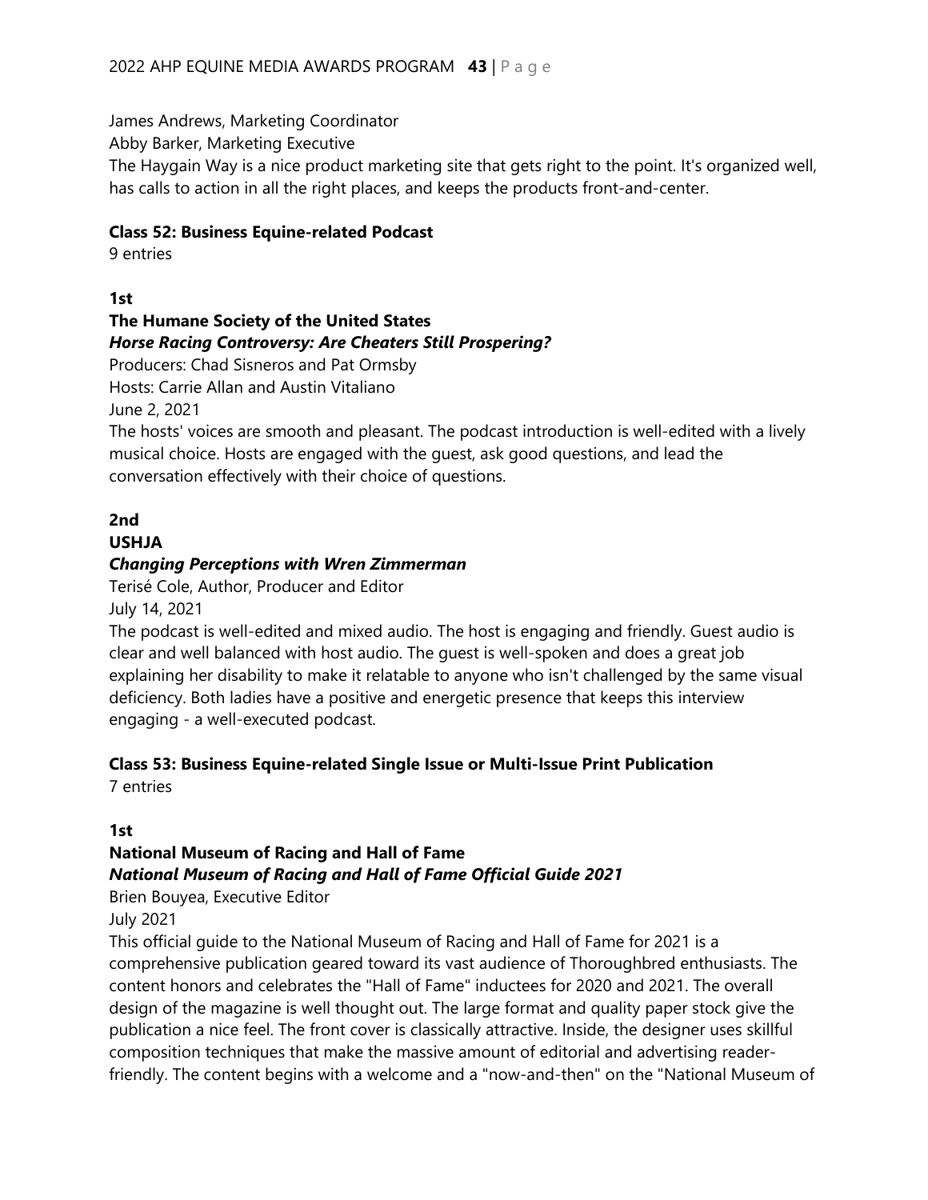James Andrews, Marketing Coordinator

Abby Barker, Marketing Executive

The Haygain Way is a nice product marketing site that gets right to the point. It's organized well, has calls to action in all the right places, and keeps the products front-and-center.

**Class 52: Business Equine-related Podcast**

9 entries

**1st**

**The Humane Society of the United States**

***Horse Racing Controversy: Are Cheaters Still Prospering?***

Producers: Chad Sisneros and Pat Ormsby

Hosts: Carrie Allan and Austin Vitaliano

June 2, 2021

The hosts' voices are smooth and pleasant. The podcast introduction is well-edited with a lively musical choice. Hosts are engaged with the guest, ask good questions, and lead the conversation effectively with their choice of questions.

**2nd**

**USHJA**

***Changing Perceptions with Wren Zimmerman***

Terisé Cole, Author, Producer and Editor

July 14, 2021

The podcast is well-edited and mixed audio. The host is engaging and friendly. Guest audio is clear and well balanced with host audio. The guest is well-spoken and does a great job explaining her disability to make it relatable to anyone who isn't challenged by the same visual deficiency. Both ladies have a positive and energetic presence that keeps this interview engaging - a well-executed podcast.

**Class 53: Business Equine-related Single Issue or Multi-Issue Print Publication**

7 entries

**1st**

**National Museum of Racing and Hall of Fame**

***National Museum of Racing and Hall of Fame Official Guide 2021***

Brien Bouyea, Executive Editor

July 2021

This official guide to the National Museum of Racing and Hall of Fame for 2021 is a comprehensive publication geared toward its vast audience of Thoroughbred enthusiasts. The content honors and celebrates the "Hall of Fame" inductees for 2020 and 2021. The overall design of the magazine is well thought out. The large format and quality paper stock give the publication a nice feel. The front cover is classically attractive. Inside, the designer uses skillful composition techniques that make the massive amount of editorial and advertising reader-friendly. The content begins with a welcome and a "now-and-then" on the "National Museum of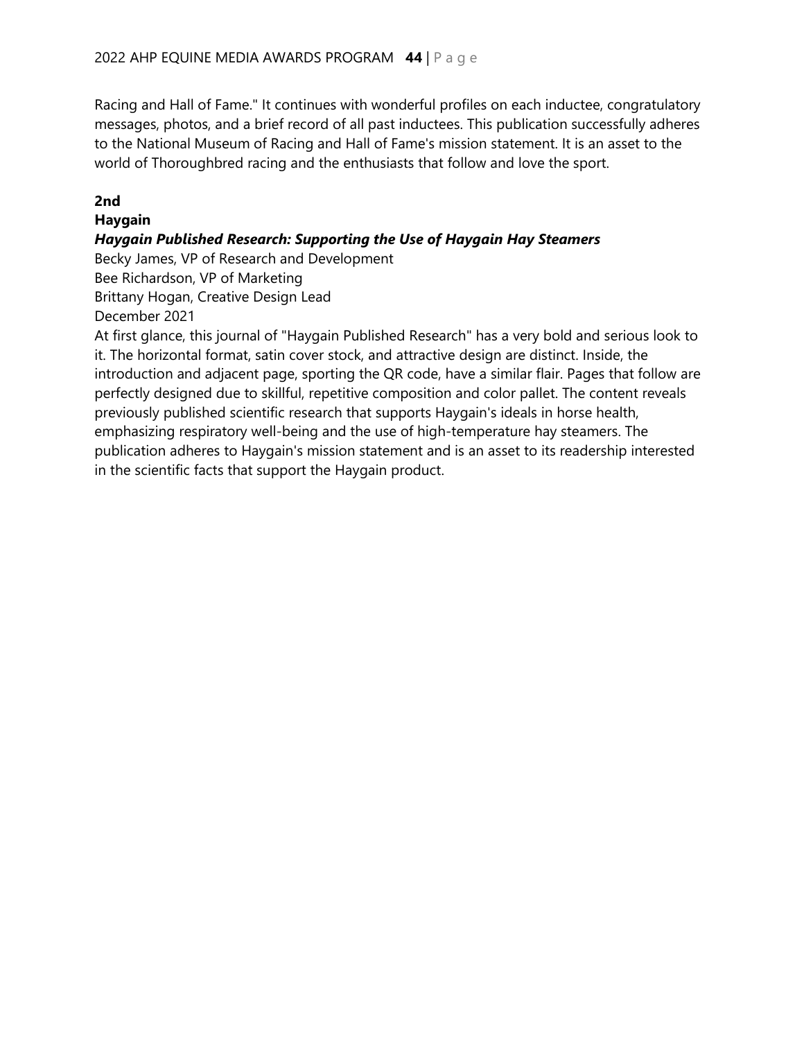Racing and Hall of Fame." It continues with wonderful profiles on each inductee, congratulatory messages, photos, and a brief record of all past inductees. This publication successfully adheres to the National Museum of Racing and Hall of Fame's mission statement. It is an asset to the world of Thoroughbred racing and the enthusiasts that follow and love the sport.

**2nd**
**Haygain**
***Haygain Published Research: Supporting the Use of Haygain Hay Steamers***
Becky James, VP of Research and Development
Bee Richardson, VP of Marketing
Brittany Hogan, Creative Design Lead
December 2021
At first glance, this journal of "Haygain Published Research" has a very bold and serious look to it. The horizontal format, satin cover stock, and attractive design are distinct. Inside, the introduction and adjacent page, sporting the QR code, have a similar flair. Pages that follow are perfectly designed due to skillful, repetitive composition and color pallet. The content reveals previously published scientific research that supports Haygain's ideals in horse health, emphasizing respiratory well-being and the use of high-temperature hay steamers. The publication adheres to Haygain's mission statement and is an asset to its readership interested in the scientific facts that support the Haygain product.